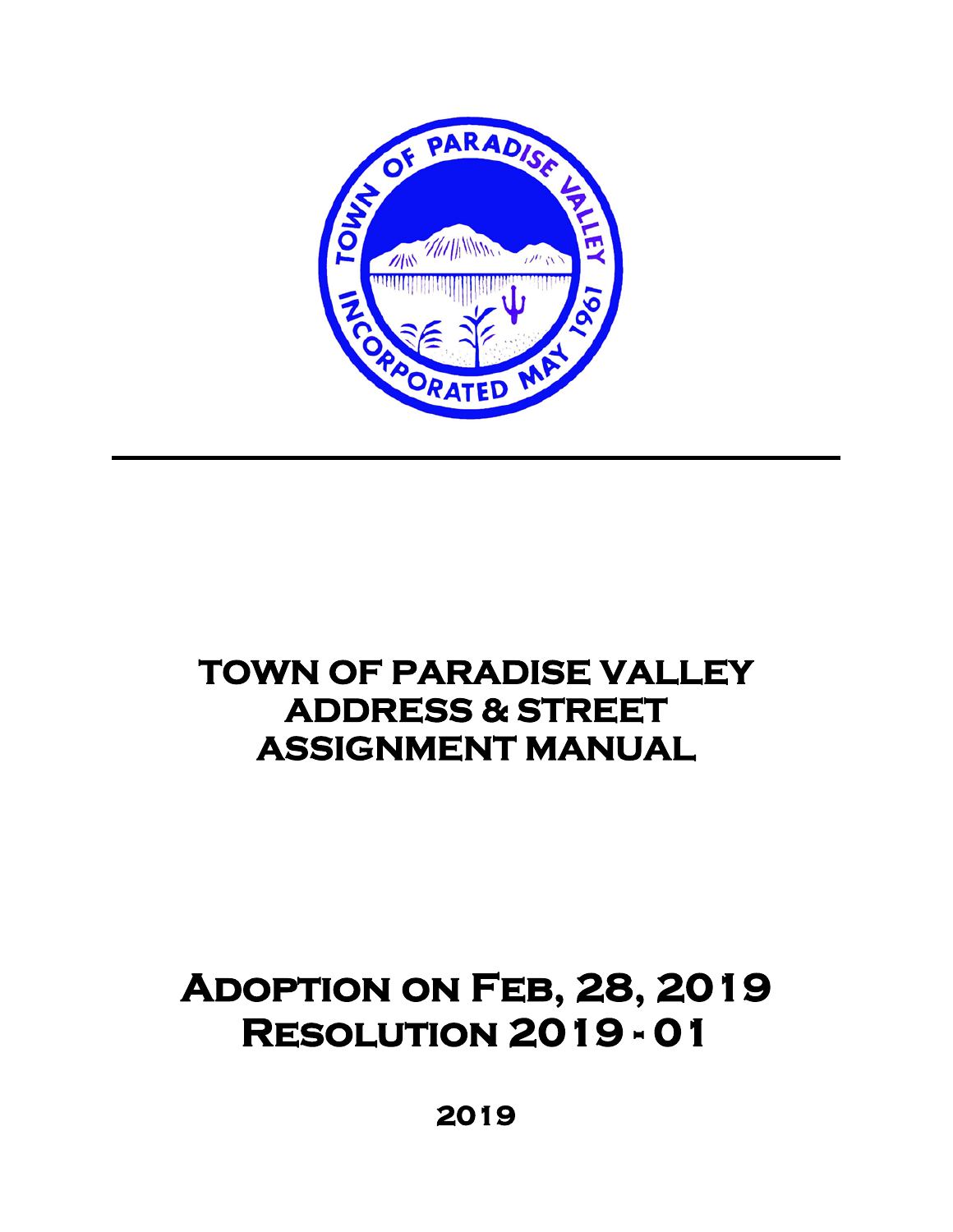# TOWN OF PARADISE VALLEY ADDRESS & STREET ASSIGNMENT MANUAL

## Adoption on Feb, 28, 2019
## Resolution 2019 - 01

**2019**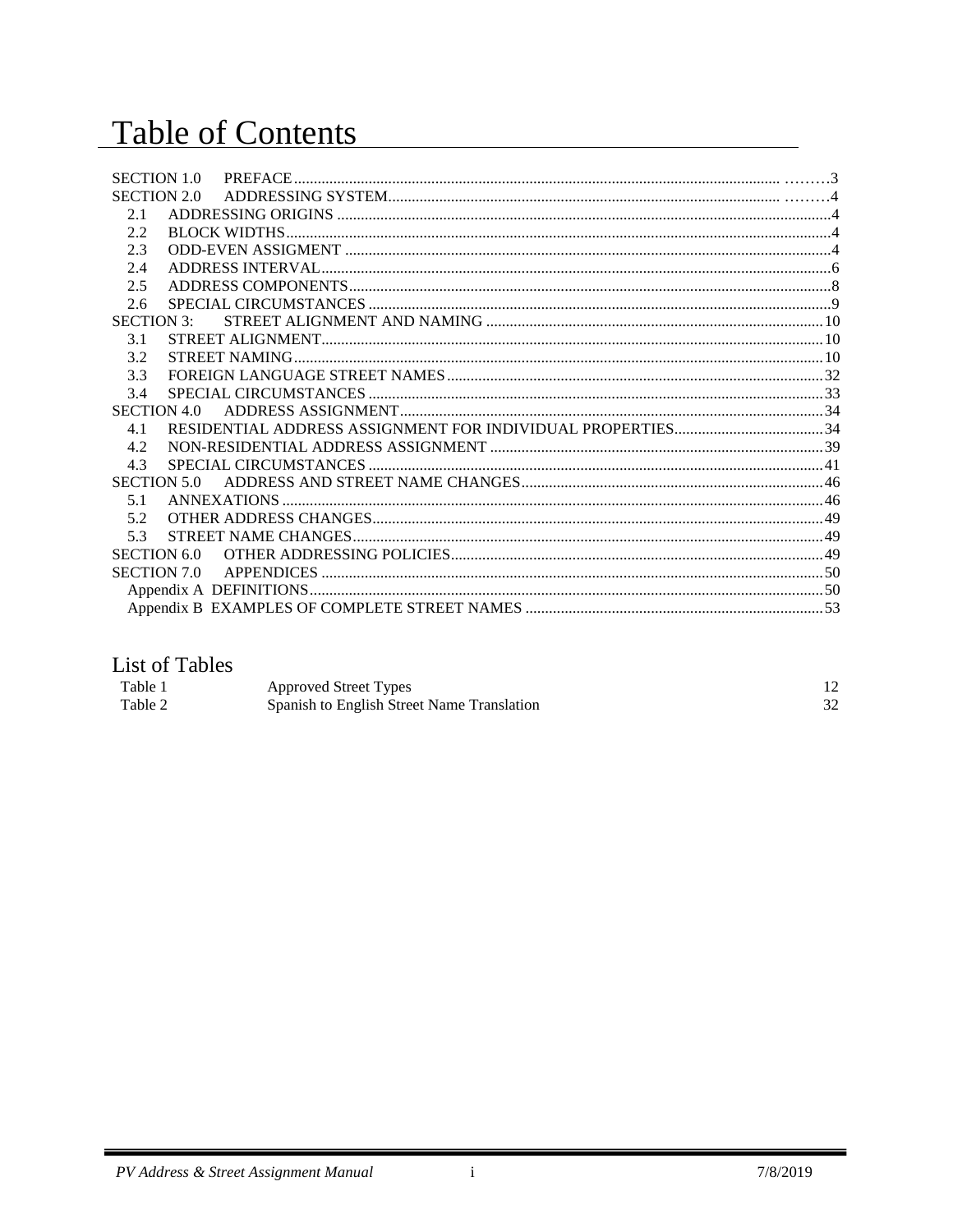# Table of Contents

SECTION 1.0 PREFACE ......... 3
SECTION 2.0 ADDRESSING SYSTEM ......... 4
- 2.1 ADDRESSING ORIGINS ......... 4
- 2.2 BLOCK WIDTHS ......... 4
- 2.3 ODD-EVEN ASSIGMENT ......... 4
- 2.4 ADDRESS INTERVAL ......... 6
- 2.5 ADDRESS COMPONENTS ......... 8
- 2.6 SPECIAL CIRCUMSTANCES ......... 9

SECTION 3: STREET ALIGNMENT AND NAMING ......... 10
- 3.1 STREET ALIGNMENT ......... 10
- 3.2 STREET NAMING ......... 10
- 3.3 FOREIGN LANGUAGE STREET NAMES ......... 32
- 3.4 SPECIAL CIRCUMSTANCES ......... 33

SECTION 4.0 ADDRESS ASSIGNMENT ......... 34
- 4.1 RESIDENTIAL ADDRESS ASSIGNMENT FOR INDIVIDUAL PROPERTIES ......... 34
- 4.2 NON-RESIDENTIAL ADDRESS ASSIGNMENT ......... 39
- 4.3 SPECIAL CIRCUMSTANCES ......... 41

SECTION 5.0 ADDRESS AND STREET NAME CHANGES ......... 46
- 5.1 ANNEXATIONS ......... 46
- 5.2 OTHER ADDRESS CHANGES ......... 49
- 5.3 STREET NAME CHANGES ......... 49

SECTION 6.0 OTHER ADDRESSING POLICIES ......... 49
SECTION 7.0 APPENDICES ......... 50
- Appendix A DEFINITIONS ......... 50
- Appendix B EXAMPLES OF COMPLETE STREET NAMES ......... 53

## List of Tables

| Table | Title | Page |
|---|---|---|
| Table 1 | Approved Street Types | 12 |
| Table 2 | Spanish to English Street Name Translation | 32 |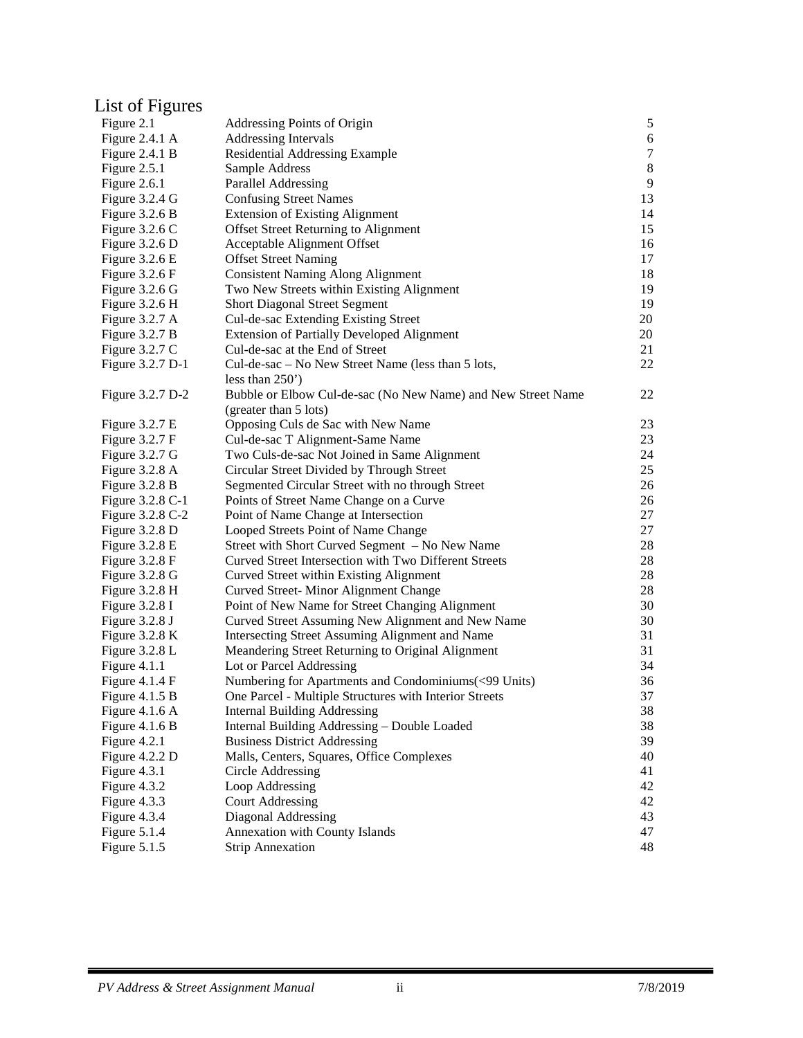# List of Figures

| | | |
|---|---|---|
| Figure 2.1 | Addressing Points of Origin | 5 |
| Figure 2.4.1 A | Addressing Intervals | 6 |
| Figure 2.4.1 B | Residential Addressing Example | 7 |
| Figure 2.5.1 | Sample Address | 8 |
| Figure 2.6.1 | Parallel Addressing | 9 |
| Figure 3.2.4 G | Confusing Street Names | 13 |
| Figure 3.2.6 B | Extension of Existing Alignment | 14 |
| Figure 3.2.6 C | Offset Street Returning to Alignment | 15 |
| Figure 3.2.6 D | Acceptable Alignment Offset | 16 |
| Figure 3.2.6 E | Offset Street Naming | 17 |
| Figure 3.2.6 F | Consistent Naming Along Alignment | 18 |
| Figure 3.2.6 G | Two New Streets within Existing Alignment | 19 |
| Figure 3.2.6 H | Short Diagonal Street Segment | 19 |
| Figure 3.2.7 A | Cul-de-sac Extending Existing Street | 20 |
| Figure 3.2.7 B | Extension of Partially Developed Alignment | 20 |
| Figure 3.2.7 C | Cul-de-sac at the End of Street | 21 |
| Figure 3.2.7 D-1 | Cul-de-sac – No New Street Name (less than 5 lots, less than 250’) | 22 |
| Figure 3.2.7 D-2 | Bubble or Elbow Cul-de-sac (No New Name) and New Street Name (greater than 5 lots) | 22 |
| Figure 3.2.7 E | Opposing Culs de Sac with New Name | 23 |
| Figure 3.2.7 F | Cul-de-sac T Alignment-Same Name | 23 |
| Figure 3.2.7 G | Two Culs-de-sac Not Joined in Same Alignment | 24 |
| Figure 3.2.8 A | Circular Street Divided by Through Street | 25 |
| Figure 3.2.8 B | Segmented Circular Street with no through Street | 26 |
| Figure 3.2.8 C-1 | Points of Street Name Change on a Curve | 26 |
| Figure 3.2.8 C-2 | Point of Name Change at Intersection | 27 |
| Figure 3.2.8 D | Looped Streets Point of Name Change | 27 |
| Figure 3.2.8 E | Street with Short Curved Segment – No New Name | 28 |
| Figure 3.2.8 F | Curved Street Intersection with Two Different Streets | 28 |
| Figure 3.2.8 G | Curved Street within Existing Alignment | 28 |
| Figure 3.2.8 H | Curved Street- Minor Alignment Change | 28 |
| Figure 3.2.8 I | Point of New Name for Street Changing Alignment | 30 |
| Figure 3.2.8 J | Curved Street Assuming New Alignment and New Name | 30 |
| Figure 3.2.8 K | Intersecting Street Assuming Alignment and Name | 31 |
| Figure 3.2.8 L | Meandering Street Returning to Original Alignment | 31 |
| Figure 4.1.1 | Lot or Parcel Addressing | 34 |
| Figure 4.1.4 F | Numbering for Apartments and Condominiums(<99 Units) | 36 |
| Figure 4.1.5 B | One Parcel - Multiple Structures with Interior Streets | 37 |
| Figure 4.1.6 A | Internal Building Addressing | 38 |
| Figure 4.1.6 B | Internal Building Addressing – Double Loaded | 38 |
| Figure 4.2.1 | Business District Addressing | 39 |
| Figure 4.2.2 D | Malls, Centers, Squares, Office Complexes | 40 |
| Figure 4.3.1 | Circle Addressing | 41 |
| Figure 4.3.2 | Loop Addressing | 42 |
| Figure 4.3.3 | Court Addressing | 42 |
| Figure 4.3.4 | Diagonal Addressing | 43 |
| Figure 5.1.4 | Annexation with County Islands | 47 |
| Figure 5.1.5 | Strip Annexation | 48 |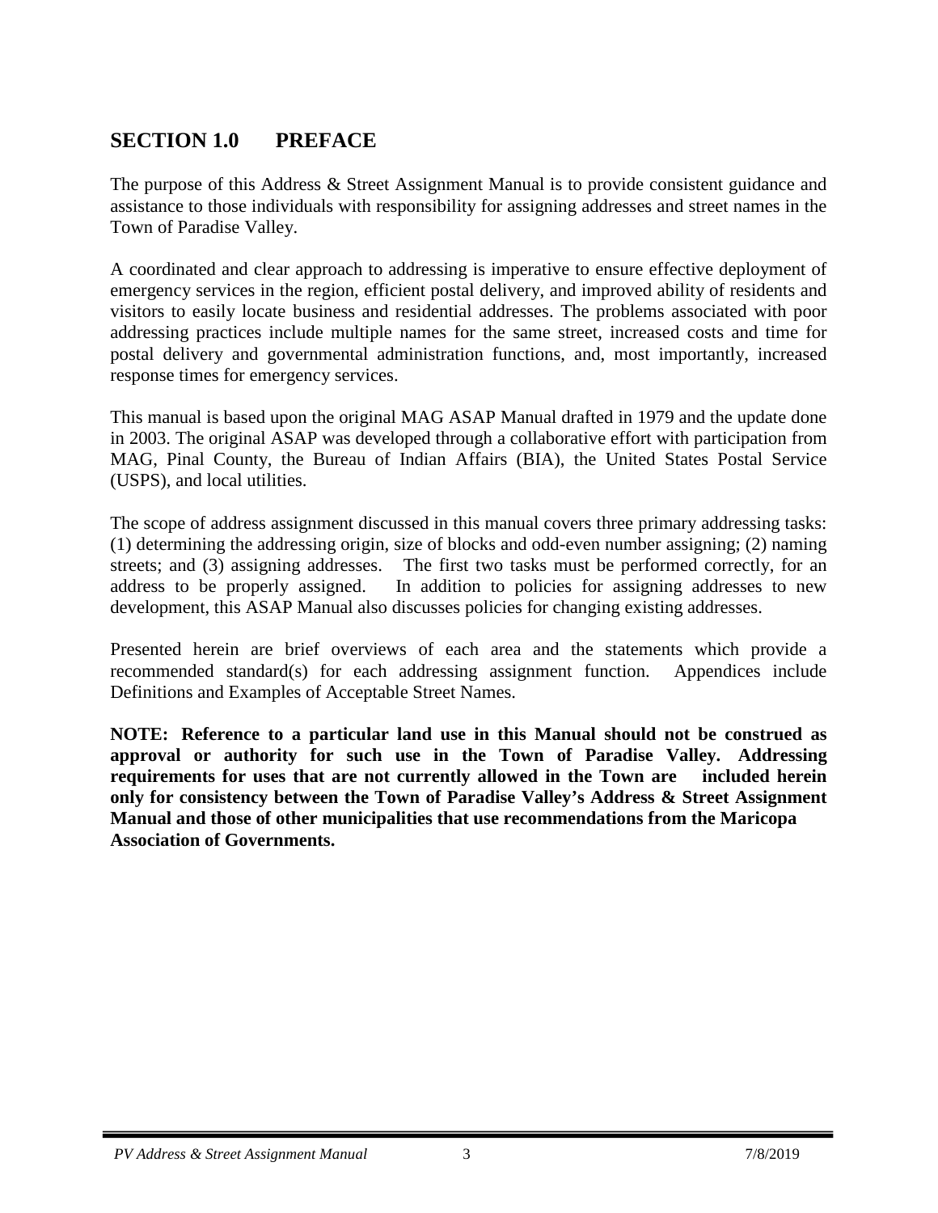## SECTION 1.0 PREFACE

The purpose of this Address & Street Assignment Manual is to provide consistent guidance and assistance to those individuals with responsibility for assigning addresses and street names in the Town of Paradise Valley.

A coordinated and clear approach to addressing is imperative to ensure effective deployment of emergency services in the region, efficient postal delivery, and improved ability of residents and visitors to easily locate business and residential addresses. The problems associated with poor addressing practices include multiple names for the same street, increased costs and time for postal delivery and governmental administration functions, and, most importantly, increased response times for emergency services.

This manual is based upon the original MAG ASAP Manual drafted in 1979 and the update done in 2003. The original ASAP was developed through a collaborative effort with participation from MAG, Pinal County, the Bureau of Indian Affairs (BIA), the United States Postal Service (USPS), and local utilities.

The scope of address assignment discussed in this manual covers three primary addressing tasks: (1) determining the addressing origin, size of blocks and odd-even number assigning; (2) naming streets; and (3) assigning addresses. The first two tasks must be performed correctly, for an address to be properly assigned. In addition to policies for assigning addresses to new development, this ASAP Manual also discusses policies for changing existing addresses.

Presented herein are brief overviews of each area and the statements which provide a recommended standard(s) for each addressing assignment function. Appendices include Definitions and Examples of Acceptable Street Names.

**NOTE: Reference to a particular land use in this Manual should not be construed as approval or authority for such use in the Town of Paradise Valley. Addressing requirements for uses that are not currently allowed in the Town are included herein only for consistency between the Town of Paradise Valley's Address & Street Assignment Manual and those of other municipalities that use recommendations from the Maricopa Association of Governments.**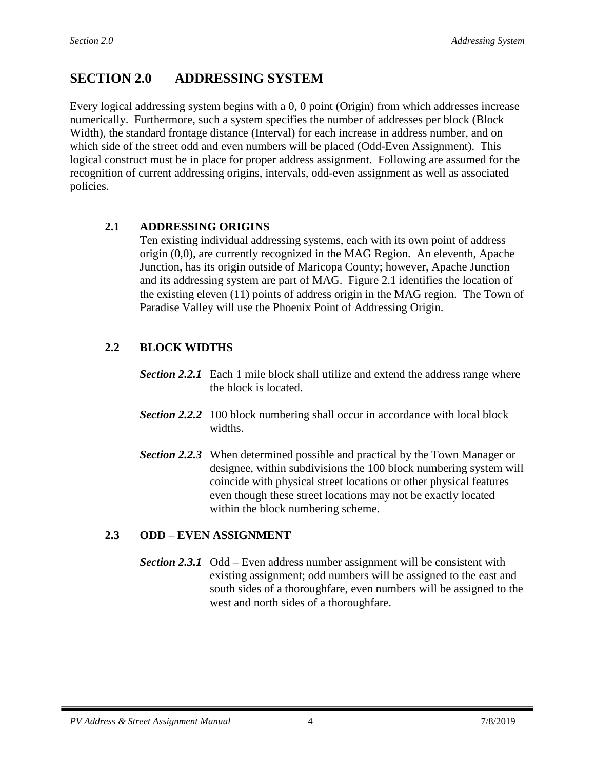# SECTION 2.0 ADDRESSING SYSTEM

Every logical addressing system begins with a 0, 0 point (Origin) from which addresses increase numerically. Furthermore, such a system specifies the number of addresses per block (Block Width), the standard frontage distance (Interval) for each increase in address number, and on which side of the street odd and even numbers will be placed (Odd-Even Assignment). This logical construct must be in place for proper address assignment. Following are assumed for the recognition of current addressing origins, intervals, odd-even assignment as well as associated policies.

## 2.1 ADDRESSING ORIGINS

Ten existing individual addressing systems, each with its own point of address origin (0,0), are currently recognized in the MAG Region. An eleventh, Apache Junction, has its origin outside of Maricopa County; however, Apache Junction and its addressing system are part of MAG. Figure 2.1 identifies the location of the existing eleven (11) points of address origin in the MAG region. The Town of Paradise Valley will use the Phoenix Point of Addressing Origin.

## 2.2 BLOCK WIDTHS

***Section 2.2.1*** Each 1 mile block shall utilize and extend the address range where the block is located.

***Section 2.2.2*** 100 block numbering shall occur in accordance with local block widths.

***Section 2.2.3*** When determined possible and practical by the Town Manager or designee, within subdivisions the 100 block numbering system will coincide with physical street locations or other physical features even though these street locations may not be exactly located within the block numbering scheme.

## 2.3 ODD – EVEN ASSIGNMENT

***Section 2.3.1*** Odd – Even address number assignment will be consistent with existing assignment; odd numbers will be assigned to the east and south sides of a thoroughfare, even numbers will be assigned to the west and north sides of a thoroughfare.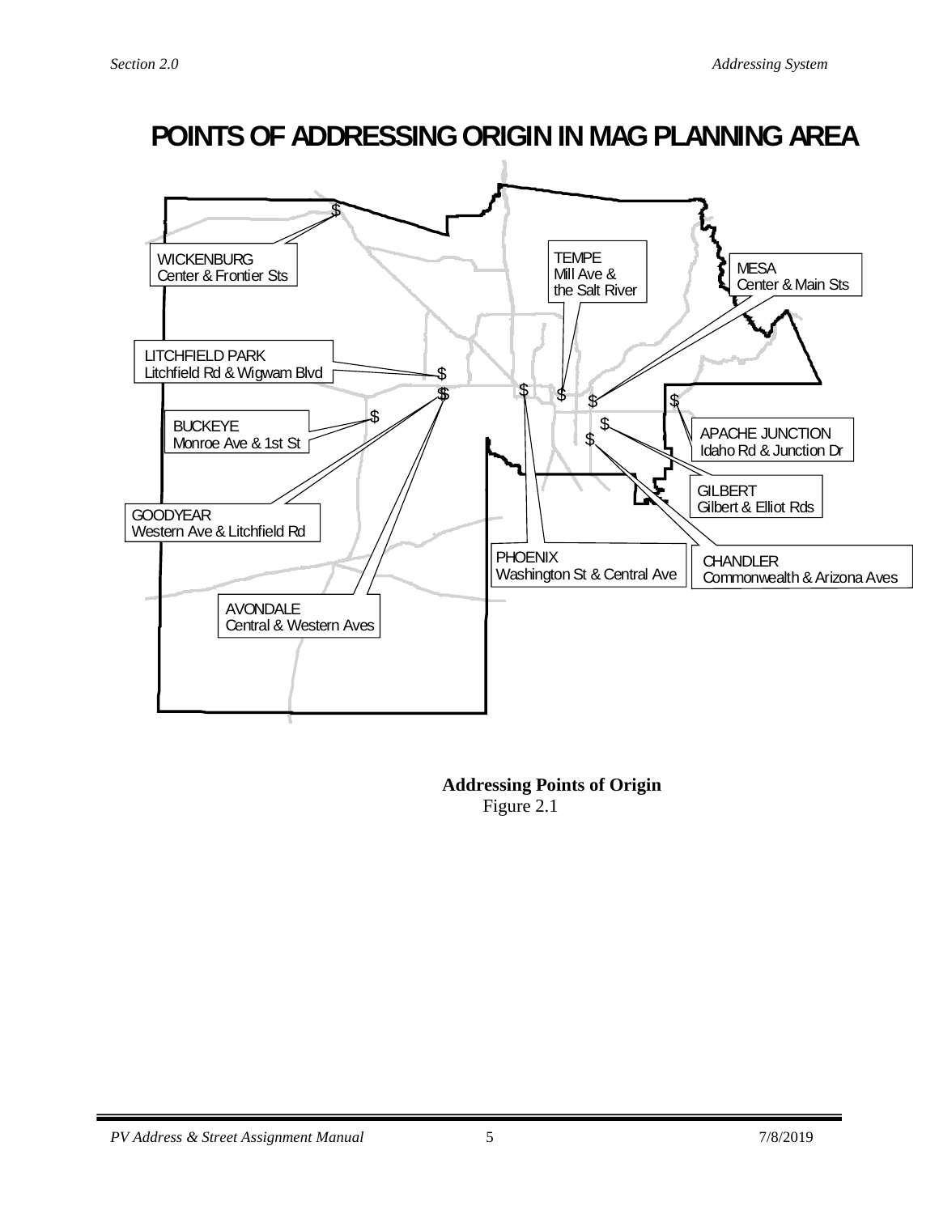# POINTS OF ADDRESSING ORIGIN IN MAG PLANNING AREA

WICKENBURG
Center & Frontier Sts

TEMPE
Mill Ave &
the Salt River

MESA
Center & Main Sts

LITCHFIELD PARK
Litchfield Rd & Wigwam Blvd

BUCKEYE
Monroe Ave & 1st St

APACHE JUNCTION
Idaho Rd & Junction Dr

GILBERT
Gilbert & Elliot Rds

GOODYEAR
Western Ave & Litchfield Rd

PHOENIX
Washington St & Central Ave

CHANDLER
Commonwealth & Arizona Aves

AVONDALE
Central & Western Aves

**Addressing Points of Origin**
Figure 2.1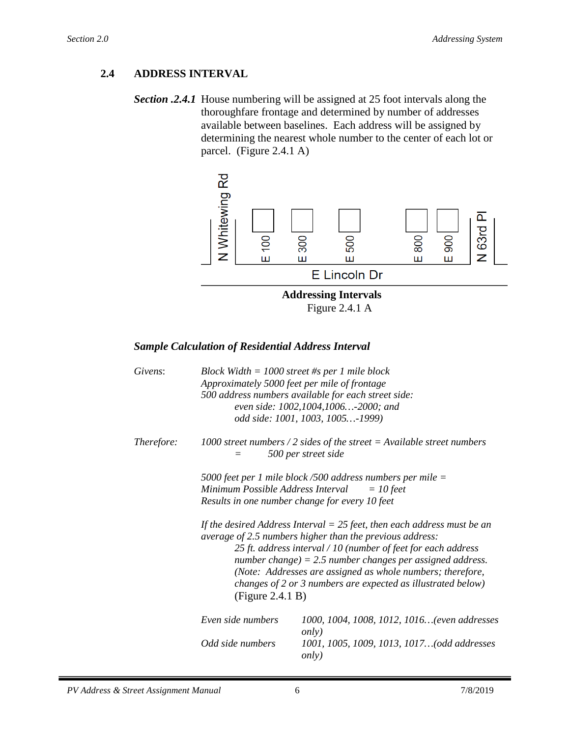## 2.4 ADDRESS INTERVAL

***Section .2.4.1*** House numbering will be assigned at 25 foot intervals along the thoroughfare frontage and determined by number of addresses available between baselines. Each address will be assigned by determining the nearest whole number to the center of each lot or parcel. (Figure 2.4.1 A)

N Whitewing Rd | E 100 | E 300 | E 500 | E 800 | E 900 | N 63rd Pl

E Lincoln Dr

**Addressing Intervals**
Figure 2.4.1 A

***Sample Calculation of Residential Address Interval***

*Givens*: *Block Width = 1000 street #s per 1 mile block*
*Approximately 5000 feet per mile of frontage*
*500 address numbers available for each street side:*
*even side: 1002,1004,1006…-2000; and*
*odd side: 1001, 1003, 1005…-1999)*

*Therefore*: *1000 street numbers / 2 sides of the street = Available street numbers = 500 per street side*

*5000 feet per 1 mile block /500 address numbers per mile = Minimum Possible Address Interval = 10 feet*
*Results in one number change for every 10 feet*

*If the desired Address Interval = 25 feet, then each address must be an average of 2.5 numbers higher than the previous address:*
*25 ft. address interval / 10 (number of feet for each address number change) = 2.5 number changes per assigned address. (Note: Addresses are assigned as whole numbers; therefore, changes of 2 or 3 numbers are expected as illustrated below)* (Figure 2.4.1 B)

| | |
|---|---|
| *Even side numbers* | *1000, 1004, 1008, 1012, 1016…(even addresses only)* |
| *Odd side numbers* | *1001, 1005, 1009, 1013, 1017…(odd addresses only)* |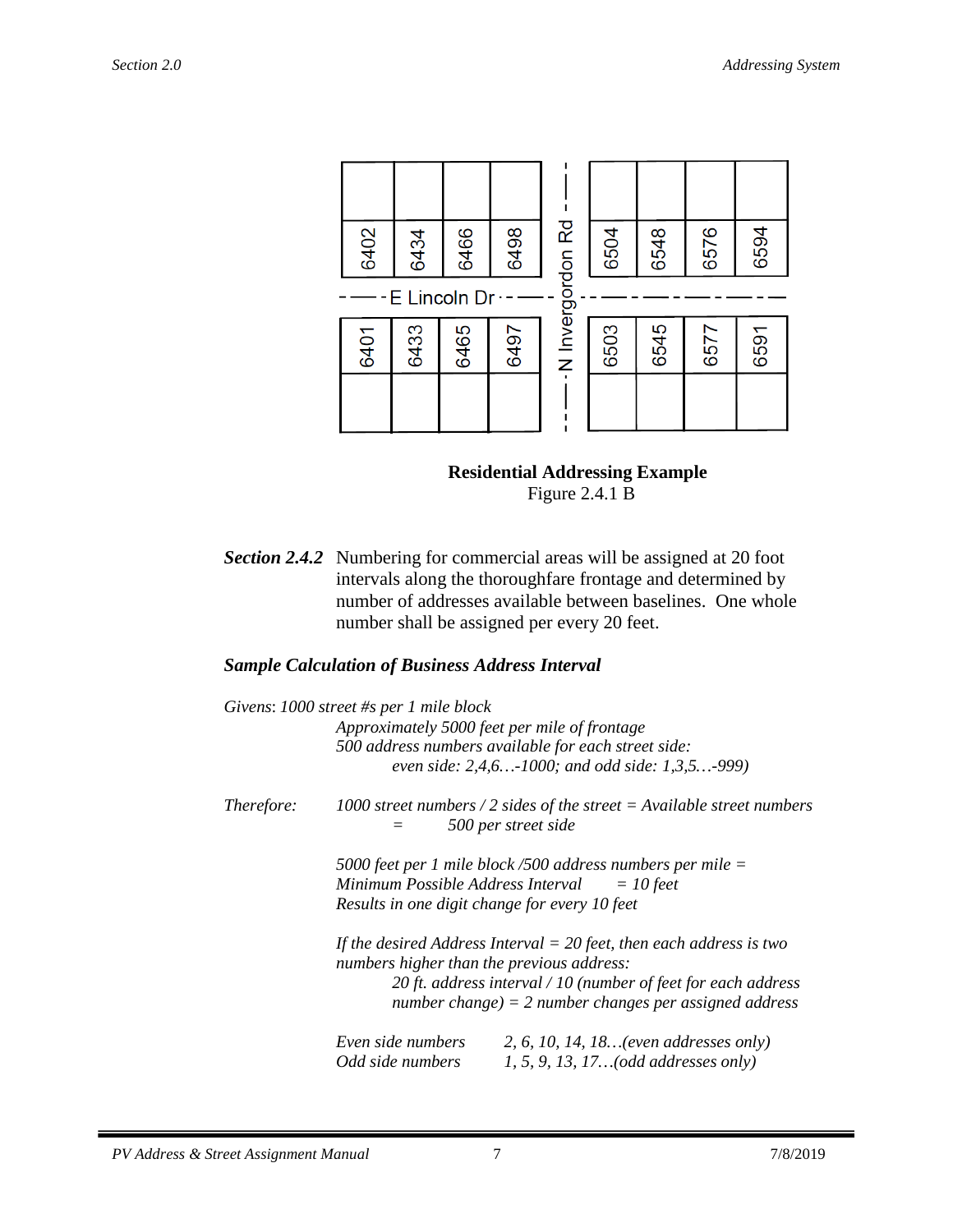6402 | 6434 | 6466 | 6498 | N Invergordon Rd | 6504 | 6548 | 6576 | 6594

E Lincoln Dr

6401 | 6433 | 6465 | 6497 | | 6503 | 6545 | 6577 | 6591

**Residential Addressing Example**

Figure 2.4.1 B

***Section 2.4.2*** Numbering for commercial areas will be assigned at 20 foot intervals along the thoroughfare frontage and determined by number of addresses available between baselines. One whole number shall be assigned per every 20 feet.

***Sample Calculation of Business Address Interval***

*Givens*: *1000 street #s per 1 mile block*

*Approximately 5000 feet per mile of frontage*

*500 address numbers available for each street side:*

*even side: 2,4,6…-1000; and odd side: 1,3,5…-999)*

*Therefore:* *1000 street numbers / 2 sides of the street = Available street numbers = 500 per street side*

*5000 feet per 1 mile block /500 address numbers per mile = Minimum Possible Address Interval = 10 feet*

*Results in one digit change for every 10 feet*

*If the desired Address Interval = 20 feet, then each address is two numbers higher than the previous address:*

*20 ft. address interval / 10 (number of feet for each address number change) = 2 number changes per assigned address*

*Even side numbers* *2, 6, 10, 14, 18…(even addresses only)*

*Odd side numbers* *1, 5, 9, 13, 17…(odd addresses only)*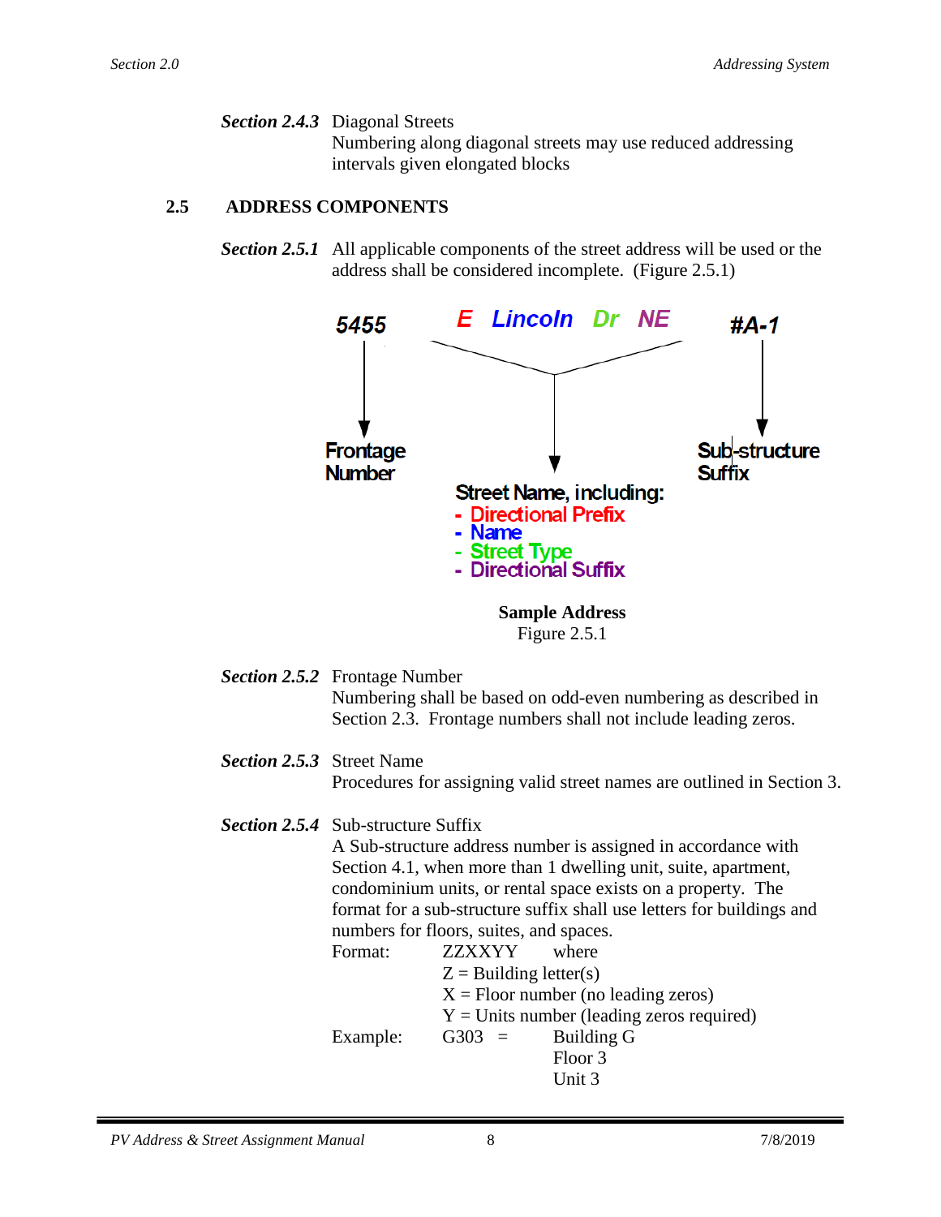***Section 2.4.3*** Diagonal Streets
Numbering along diagonal streets may use reduced addressing intervals given elongated blocks

## 2.5 ADDRESS COMPONENTS

***Section 2.5.1*** All applicable components of the street address will be used or the address shall be considered incomplete. (Figure 2.5.1)

5455 → Frontage Number

E Lincoln Dr NE → Street Name, including:
- Directional Prefix
- Name
- Street Type
- Directional Suffix

#A-1 → Sub-structure Suffix

**Sample Address**
Figure 2.5.1

***Section 2.5.2*** Frontage Number
Numbering shall be based on odd-even numbering as described in Section 2.3. Frontage numbers shall not include leading zeros.

***Section 2.5.3*** Street Name
Procedures for assigning valid street names are outlined in Section 3.

***Section 2.5.4*** Sub-structure Suffix
A Sub-structure address number is assigned in accordance with Section 4.1, when more than 1 dwelling unit, suite, apartment, condominium units, or rental space exists on a property. The format for a sub-structure suffix shall use letters for buildings and numbers for floors, suites, and spaces.

Format: ZZXXYY where
Z = Building letter(s)
X = Floor number (no leading zeros)
Y = Units number (leading zeros required)

Example: G303 = Building G
Floor 3
Unit 3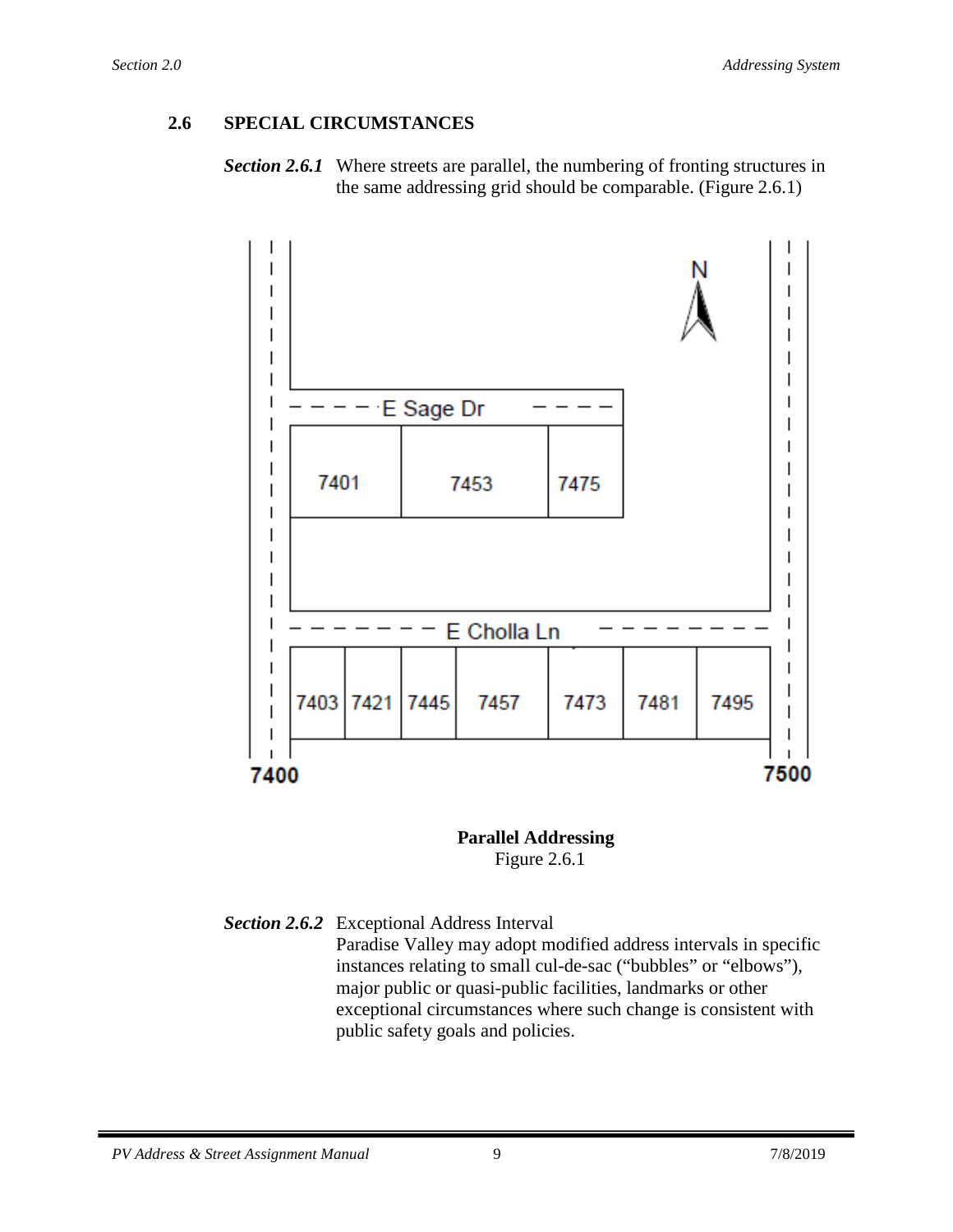## 2.6 SPECIAL CIRCUMSTANCES

***Section 2.6.1*** Where streets are parallel, the numbering of fronting structures in the same addressing grid should be comparable. (Figure 2.6.1)

**Parallel Addressing**
Figure 2.6.1

***Section 2.6.2*** Exceptional Address Interval
Paradise Valley may adopt modified address intervals in specific instances relating to small cul-de-sac ("bubbles" or "elbows"), major public or quasi-public facilities, landmarks or other exceptional circumstances where such change is consistent with public safety goals and policies.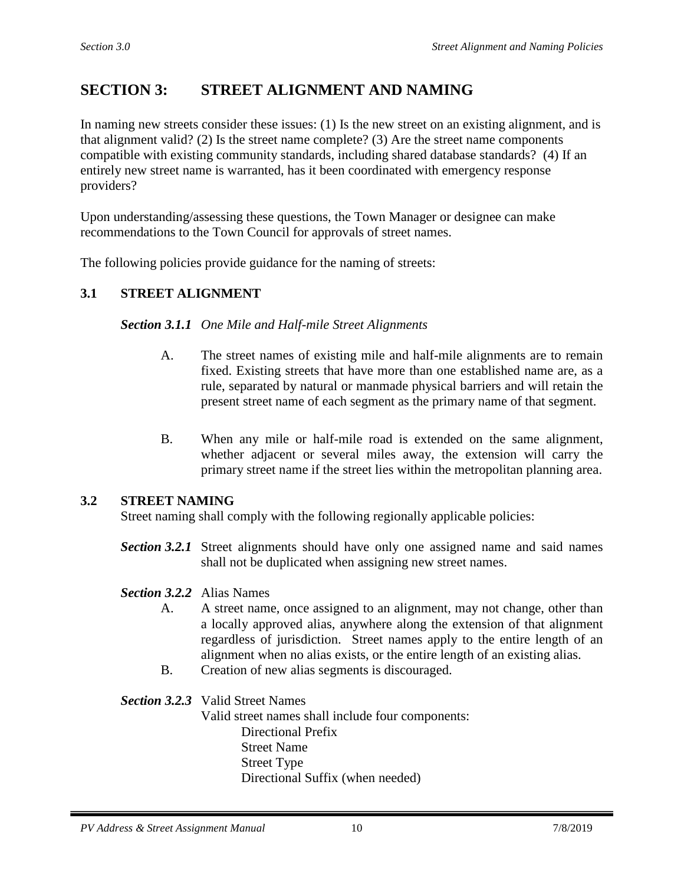# SECTION 3: STREET ALIGNMENT AND NAMING

In naming new streets consider these issues: (1) Is the new street on an existing alignment, and is that alignment valid? (2) Is the street name complete? (3) Are the street name components compatible with existing community standards, including shared database standards? (4) If an entirely new street name is warranted, has it been coordinated with emergency response providers?

Upon understanding/assessing these questions, the Town Manager or designee can make recommendations to the Town Council for approvals of street names.

The following policies provide guidance for the naming of streets:

## 3.1 STREET ALIGNMENT

***Section 3.1.1*** *One Mile and Half-mile Street Alignments*

A. The street names of existing mile and half-mile alignments are to remain fixed. Existing streets that have more than one established name are, as a rule, separated by natural or manmade physical barriers and will retain the present street name of each segment as the primary name of that segment.

B. When any mile or half-mile road is extended on the same alignment, whether adjacent or several miles away, the extension will carry the primary street name if the street lies within the metropolitan planning area.

## 3.2 STREET NAMING

Street naming shall comply with the following regionally applicable policies:

***Section 3.2.1*** Street alignments should have only one assigned name and said names shall not be duplicated when assigning new street names.

***Section 3.2.2*** Alias Names

A. A street name, once assigned to an alignment, may not change, other than a locally approved alias, anywhere along the extension of that alignment regardless of jurisdiction. Street names apply to the entire length of an alignment when no alias exists, or the entire length of an existing alias.

B. Creation of new alias segments is discouraged.

***Section 3.2.3*** Valid Street Names

Valid street names shall include four components:

- Directional Prefix
- Street Name
- Street Type
- Directional Suffix (when needed)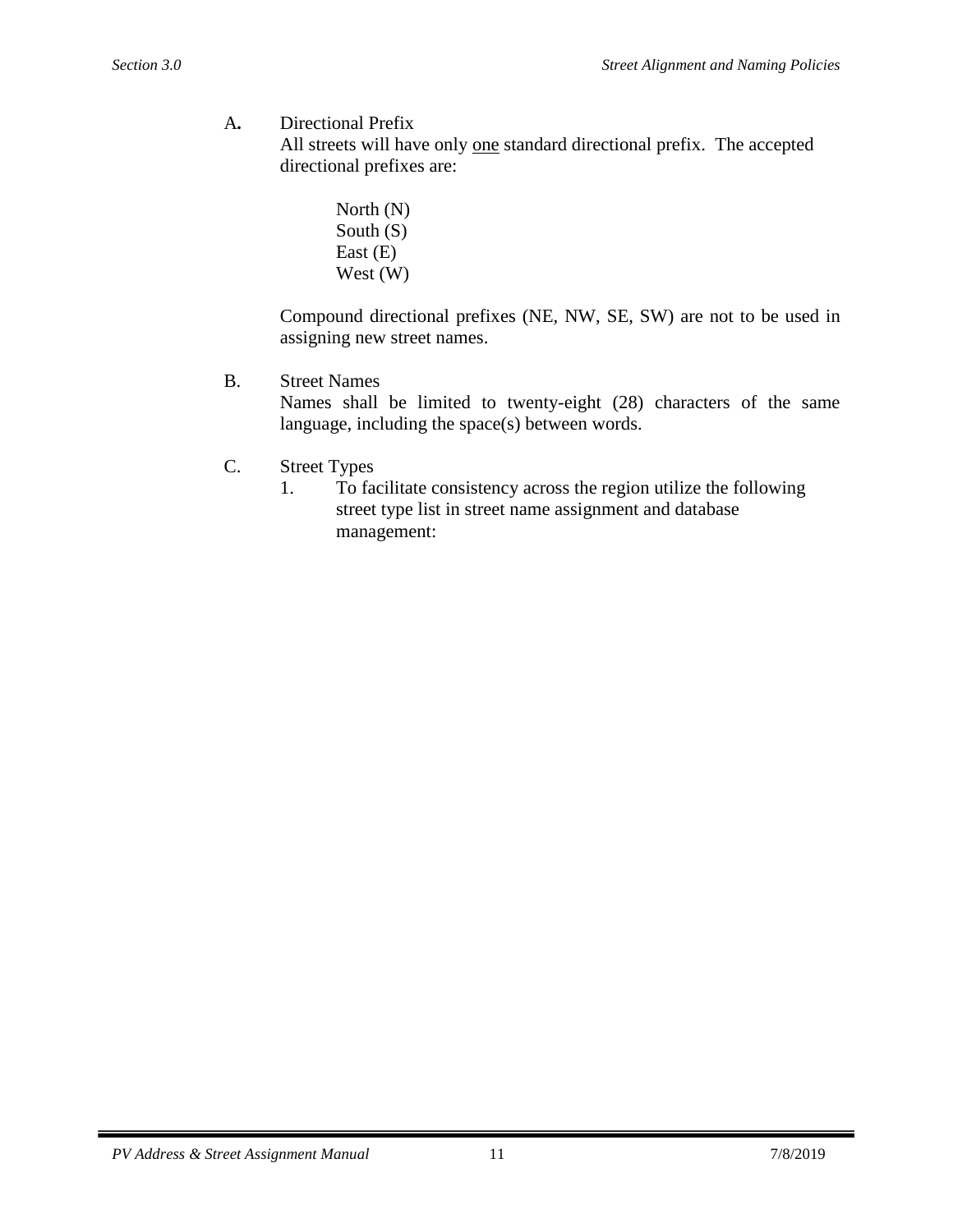A**.** Directional Prefix

All streets will have only one standard directional prefix. The accepted directional prefixes are:

North (N)
South (S)
East (E)
West (W)

Compound directional prefixes (NE, NW, SE, SW) are not to be used in assigning new street names.

B. Street Names

Names shall be limited to twenty-eight (28) characters of the same language, including the space(s) between words.

C. Street Types

1. To facilitate consistency across the region utilize the following street type list in street name assignment and database management: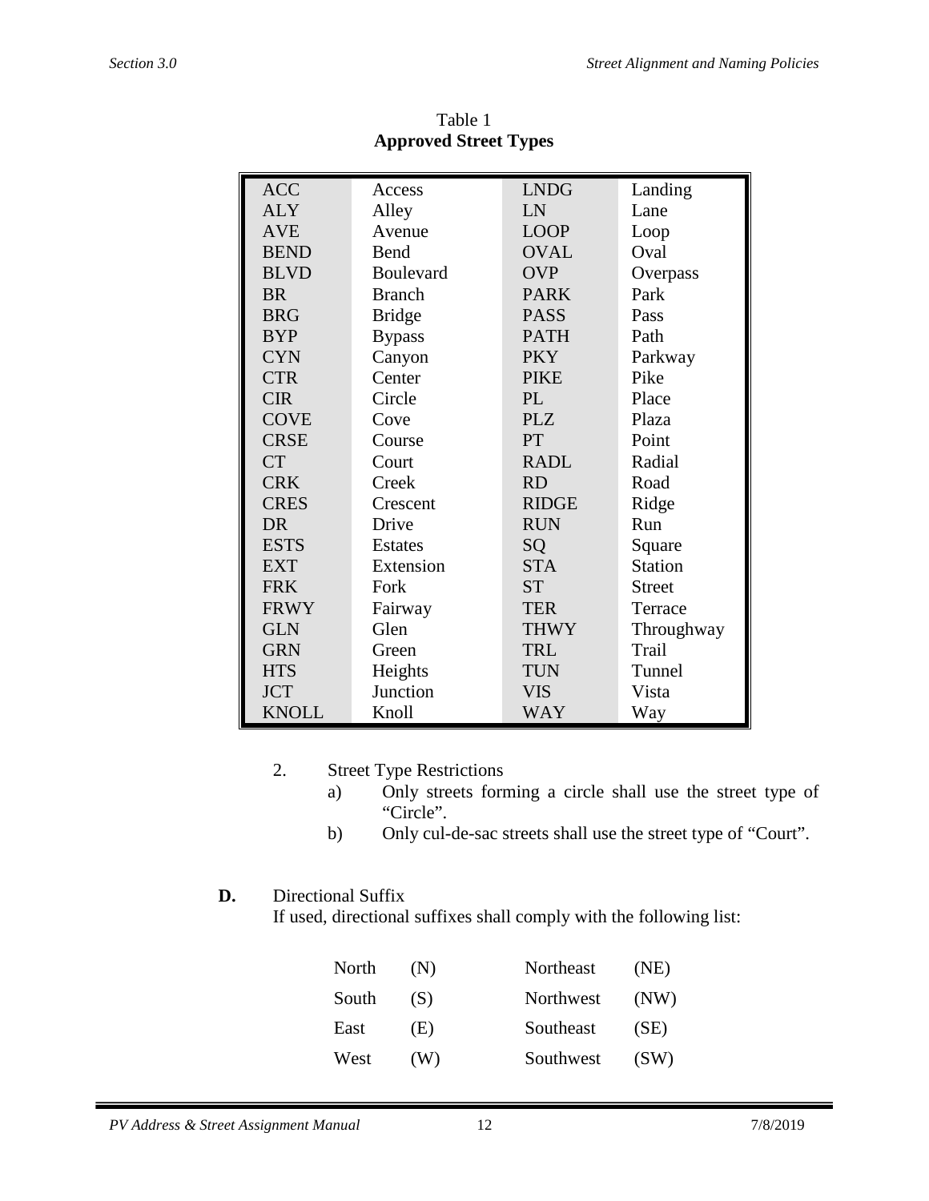Table 1
**Approved Street Types**

| | | | |
|---|---|---|---|
| ACC | Access | LNDG | Landing |
| ALY | Alley | LN | Lane |
| AVE | Avenue | LOOP | Loop |
| BEND | Bend | OVAL | Oval |
| BLVD | Boulevard | OVP | Overpass |
| BR | Branch | PARK | Park |
| BRG | Bridge | PASS | Pass |
| BYP | Bypass | PATH | Path |
| CYN | Canyon | PKY | Parkway |
| CTR | Center | PIKE | Pike |
| CIR | Circle | PL | Place |
| COVE | Cove | PLZ | Plaza |
| CRSE | Course | PT | Point |
| CT | Court | RADL | Radial |
| CRK | Creek | RD | Road |
| CRES | Crescent | RIDGE | Ridge |
| DR | Drive | RUN | Run |
| ESTS | Estates | SQ | Square |
| EXT | Extension | STA | Station |
| FRK | Fork | ST | Street |
| FRWY | Fairway | TER | Terrace |
| GLN | Glen | THWY | Throughway |
| GRN | Green | TRL | Trail |
| HTS | Heights | TUN | Tunnel |
| JCT | Junction | VIS | Vista |
| KNOLL | Knoll | WAY | Way |

2. Street Type Restrictions
   a) Only streets forming a circle shall use the street type of "Circle".
   b) Only cul-de-sac streets shall use the street type of "Court".

**D.** Directional Suffix

If used, directional suffixes shall comply with the following list:

| | | | |
|---|---|---|---|
| North | (N) | Northeast | (NE) |
| South | (S) | Northwest | (NW) |
| East | (E) | Southeast | (SE) |
| West | (W) | Southwest | (SW) |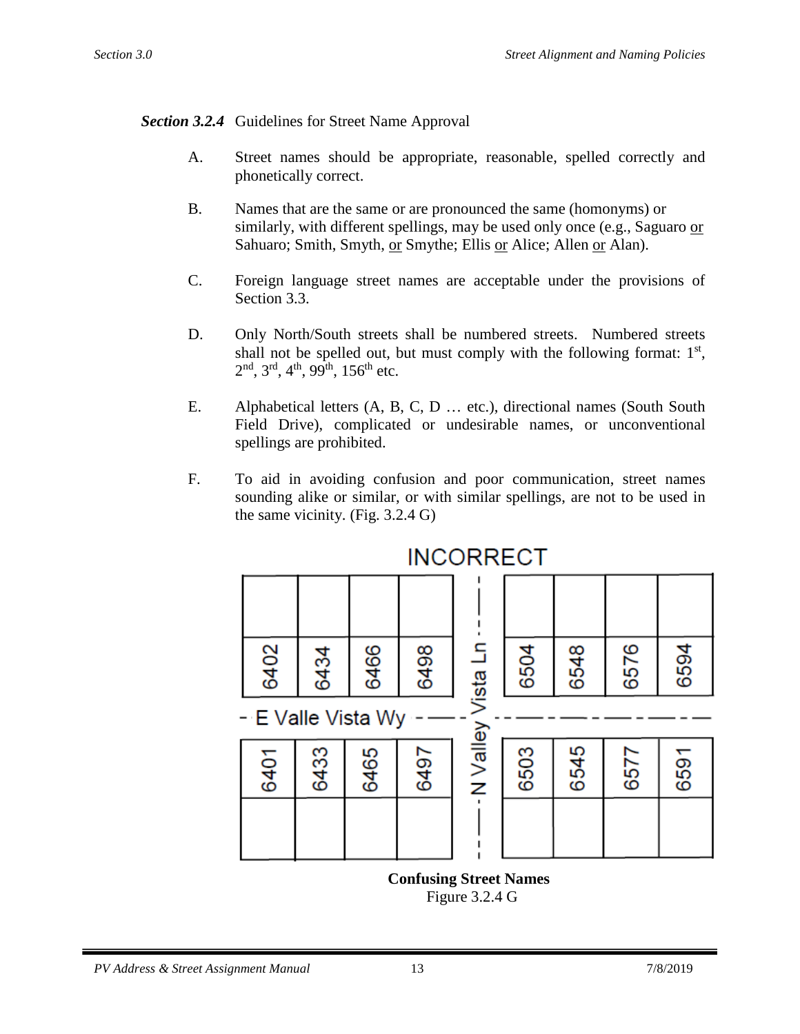***Section 3.2.4*** Guidelines for Street Name Approval

A. Street names should be appropriate, reasonable, spelled correctly and phonetically correct.

B. Names that are the same or are pronounced the same (homonyms) or similarly, with different spellings, may be used only once (e.g., Saguaro <u>or</u> Sahuaro; Smith, Smyth, <u>or</u> Smythe; Ellis <u>or</u> Alice; Allen <u>or</u> Alan).

C. Foreign language street names are acceptable under the provisions of Section 3.3.

D. Only North/South streets shall be numbered streets. Numbered streets shall not be spelled out, but must comply with the following format: 1st, 2nd, 3rd, 4th, 99th, 156th etc.

E. Alphabetical letters (A, B, C, D … etc.), directional names (South South Field Drive), complicated or undesirable names, or unconventional spellings are prohibited.

F. To aid in avoiding confusion and poor communication, street names sounding alike or similar, or with similar spellings, are not to be used in the same vicinity. (Fig. 3.2.4 G)

INCORRECT

| 6402 | 6434 | 6466 | 6498 | N Valley Vista Ln | 6504 | 6548 | 6576 | 6594 |
|---|---|---|---|---|---|---|---|---|
| E Valle Vista Wy | | | | | | | | |
| 6401 | 6433 | 6465 | 6497 | | 6503 | 6545 | 6577 | 6591 |

**Confusing Street Names**
Figure 3.2.4 G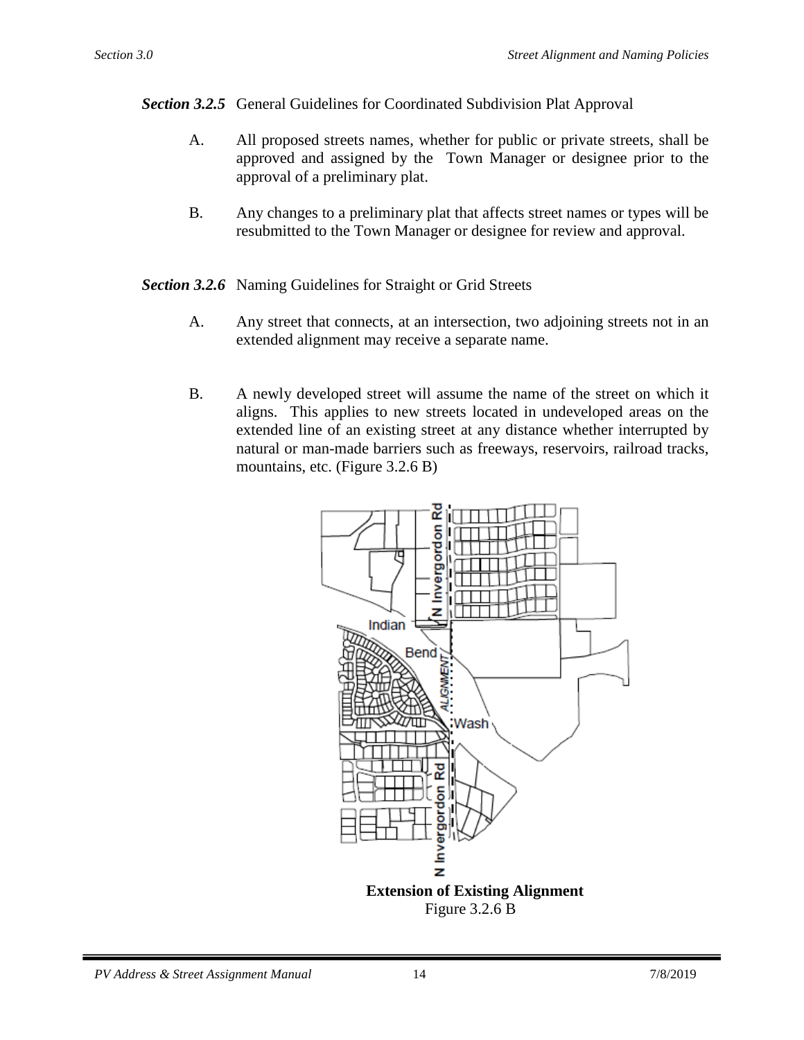***Section 3.2.5*** General Guidelines for Coordinated Subdivision Plat Approval

A. All proposed streets names, whether for public or private streets, shall be approved and assigned by the Town Manager or designee prior to the approval of a preliminary plat.

B. Any changes to a preliminary plat that affects street names or types will be resubmitted to the Town Manager or designee for review and approval.

***Section 3.2.6*** Naming Guidelines for Straight or Grid Streets

A. Any street that connects, at an intersection, two adjoining streets not in an extended alignment may receive a separate name.

B. A newly developed street will assume the name of the street on which it aligns. This applies to new streets located in undeveloped areas on the extended line of an existing street at any distance whether interrupted by natural or man-made barriers such as freeways, reservoirs, railroad tracks, mountains, etc. (Figure 3.2.6 B)

**Extension of Existing Alignment**
Figure 3.2.6 B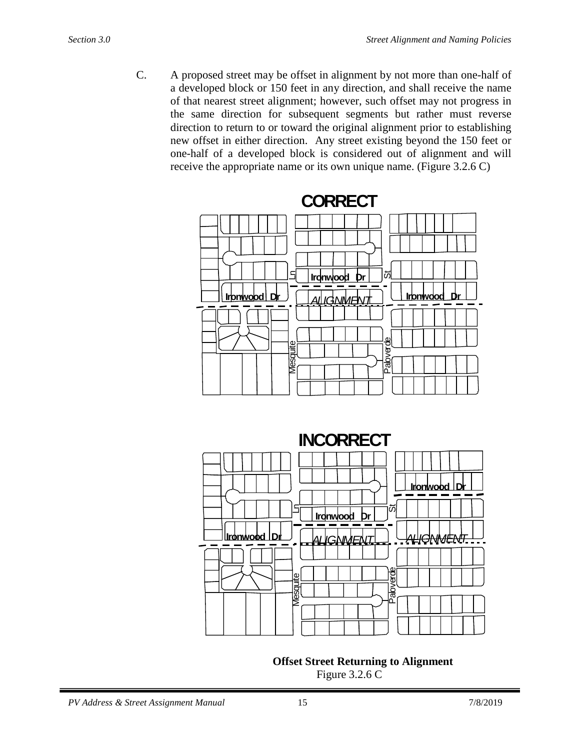C. A proposed street may be offset in alignment by not more than one-half of a developed block or 150 feet in any direction, and shall receive the name of that nearest street alignment; however, such offset may not progress in the same direction for subsequent segments but rather must reverse direction to return to or toward the original alignment prior to establishing new offset in either direction. Any street existing beyond the 150 feet or one-half of a developed block is considered out of alignment and will receive the appropriate name or its own unique name. (Figure 3.2.6 C)

**CORRECT**

**INCORRECT**

**Offset Street Returning to Alignment**

Figure 3.2.6 C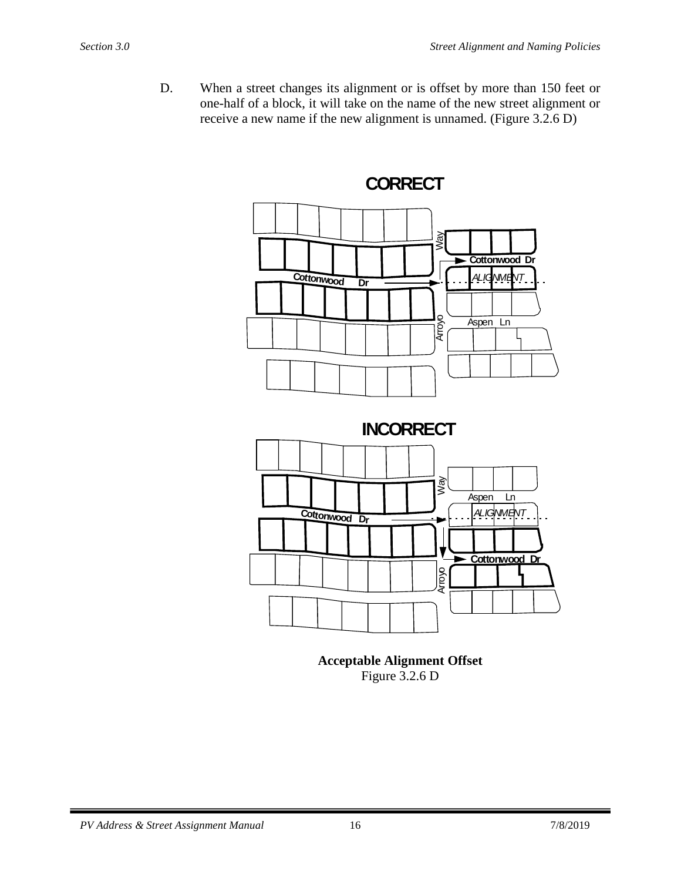D. When a street changes its alignment or is offset by more than 150 feet or one-half of a block, it will take on the name of the new street alignment or receive a new name if the new alignment is unnamed. (Figure 3.2.6 D)

**Acceptable Alignment Offset**
Figure 3.2.6 D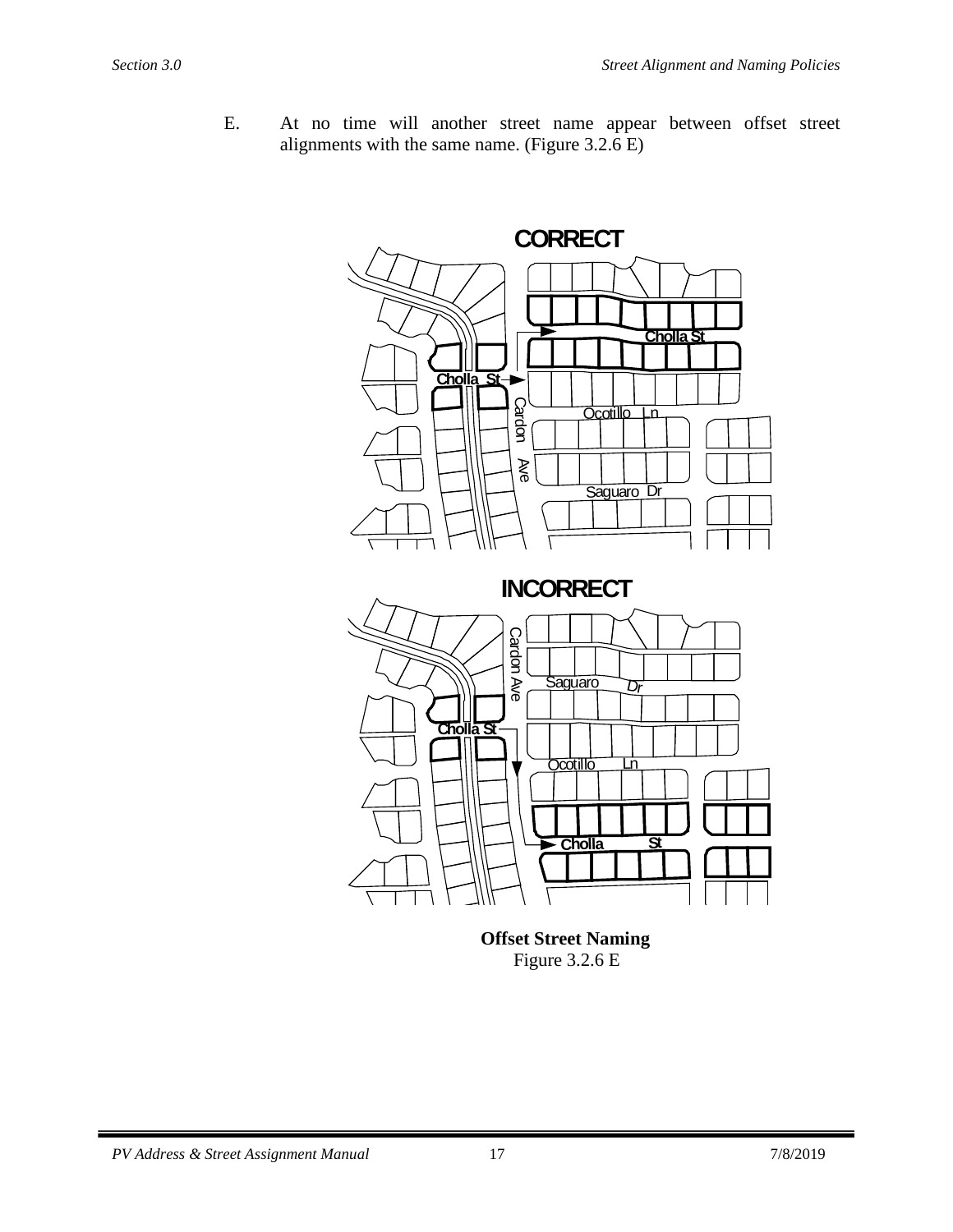E. At no time will another street name appear between offset street alignments with the same name. (Figure 3.2.6 E)

CORRECT

Cholla St

Cholla St

Cardon Ave

Ocotillo Ln

Saguaro Dr

INCORRECT

Cardon Ave

Saguaro Dr

Cholla St

Ocotillo Ln

Cholla St

**Offset Street Naming**
Figure 3.2.6 E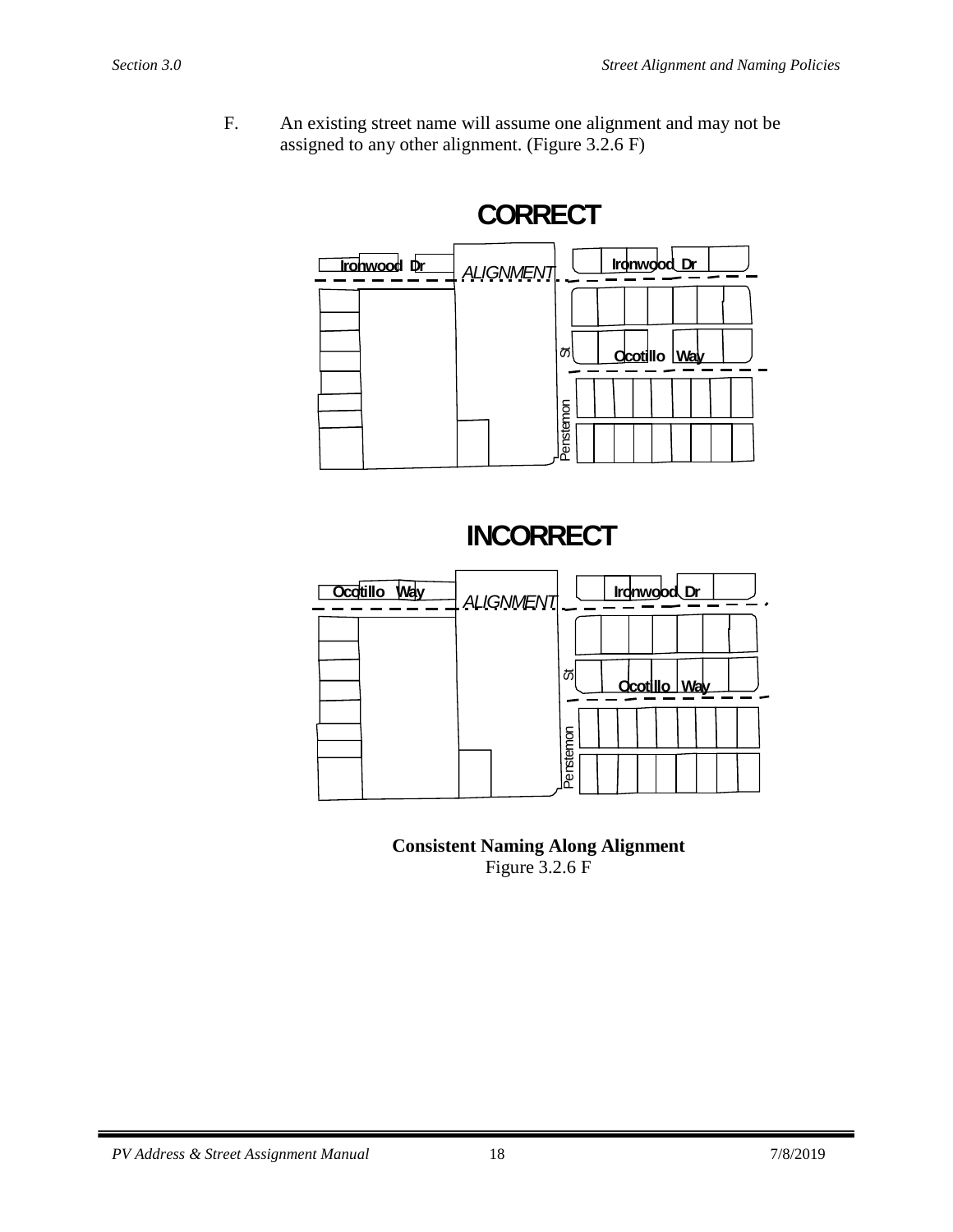F. An existing street name will assume one alignment and may not be assigned to any other alignment. (Figure 3.2.6 F)

**CORRECT**

Ironwood Dr ALIGNMENT Ironwood Dr

Ocotillo Way

Penstemon St

**INCORRECT**

Ocotillo Way ALIGNMENT Ironwood Dr

Ocotillo Way

Penstemon St

**Consistent Naming Along Alignment**
Figure 3.2.6 F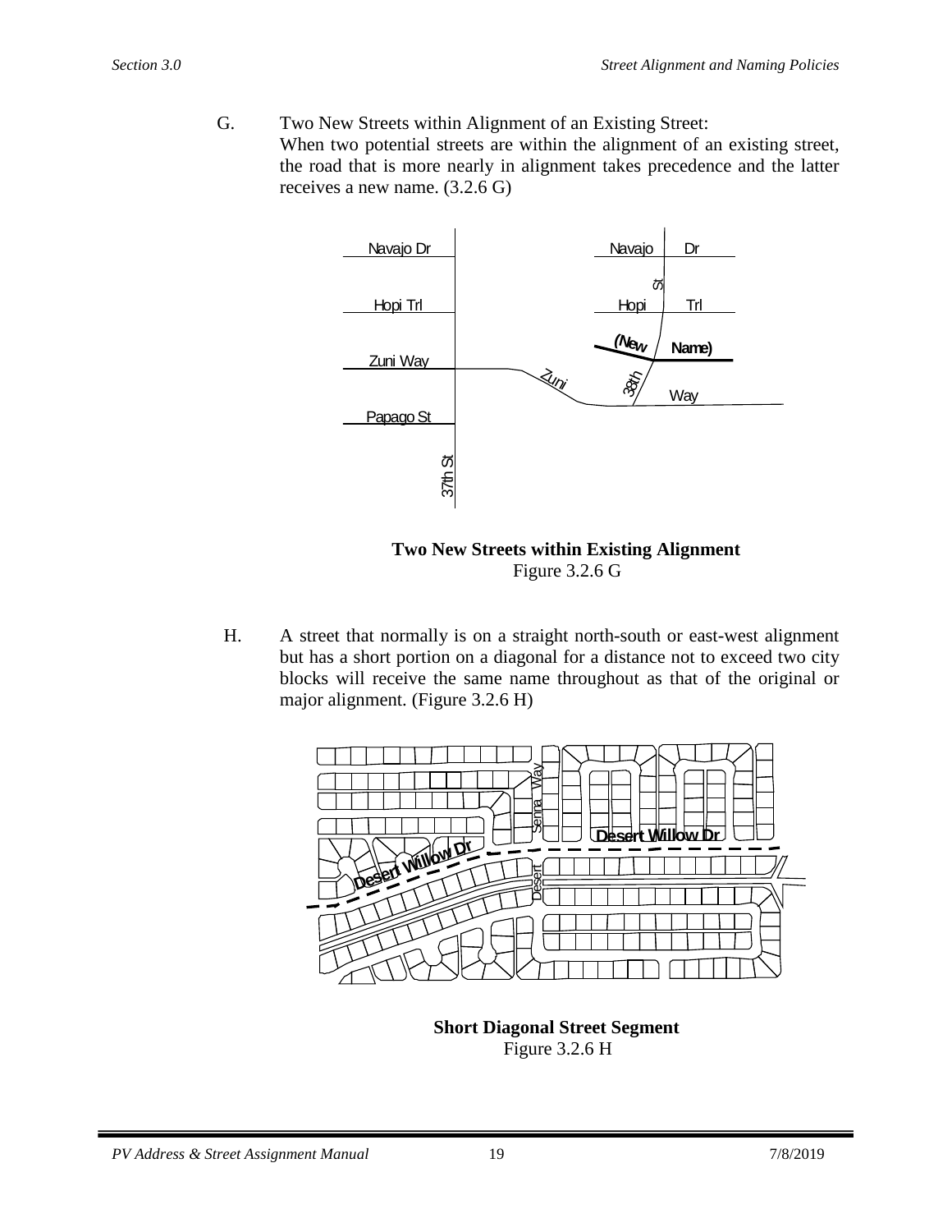G. Two New Streets within Alignment of an Existing Street:
When two potential streets are within the alignment of an existing street, the road that is more nearly in alignment takes precedence and the latter receives a new name. (3.2.6 G)

**Two New Streets within Existing Alignment**
Figure 3.2.6 G

H. A street that normally is on a straight north-south or east-west alignment but has a short portion on a diagonal for a distance not to exceed two city blocks will receive the same name throughout as that of the original or major alignment. (Figure 3.2.6 H)

**Short Diagonal Street Segment**
Figure 3.2.6 H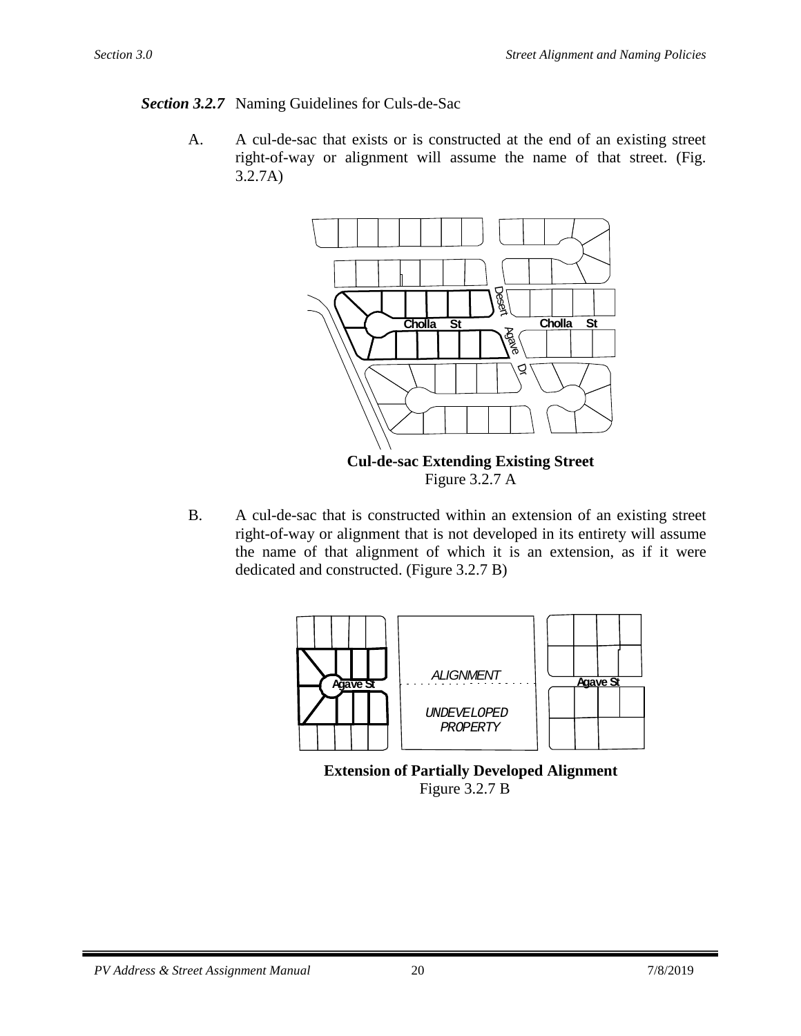***Section 3.2.7*** Naming Guidelines for Culs-de-Sac

A. A cul-de-sac that exists or is constructed at the end of an existing street right-of-way or alignment will assume the name of that street. (Fig. 3.2.7A)

**Cul-de-sac Extending Existing Street**
Figure 3.2.7 A

B. A cul-de-sac that is constructed within an extension of an existing street right-of-way or alignment that is not developed in its entirety will assume the name of that alignment of which it is an extension, as if it were dedicated and constructed. (Figure 3.2.7 B)

**Extension of Partially Developed Alignment**
Figure 3.2.7 B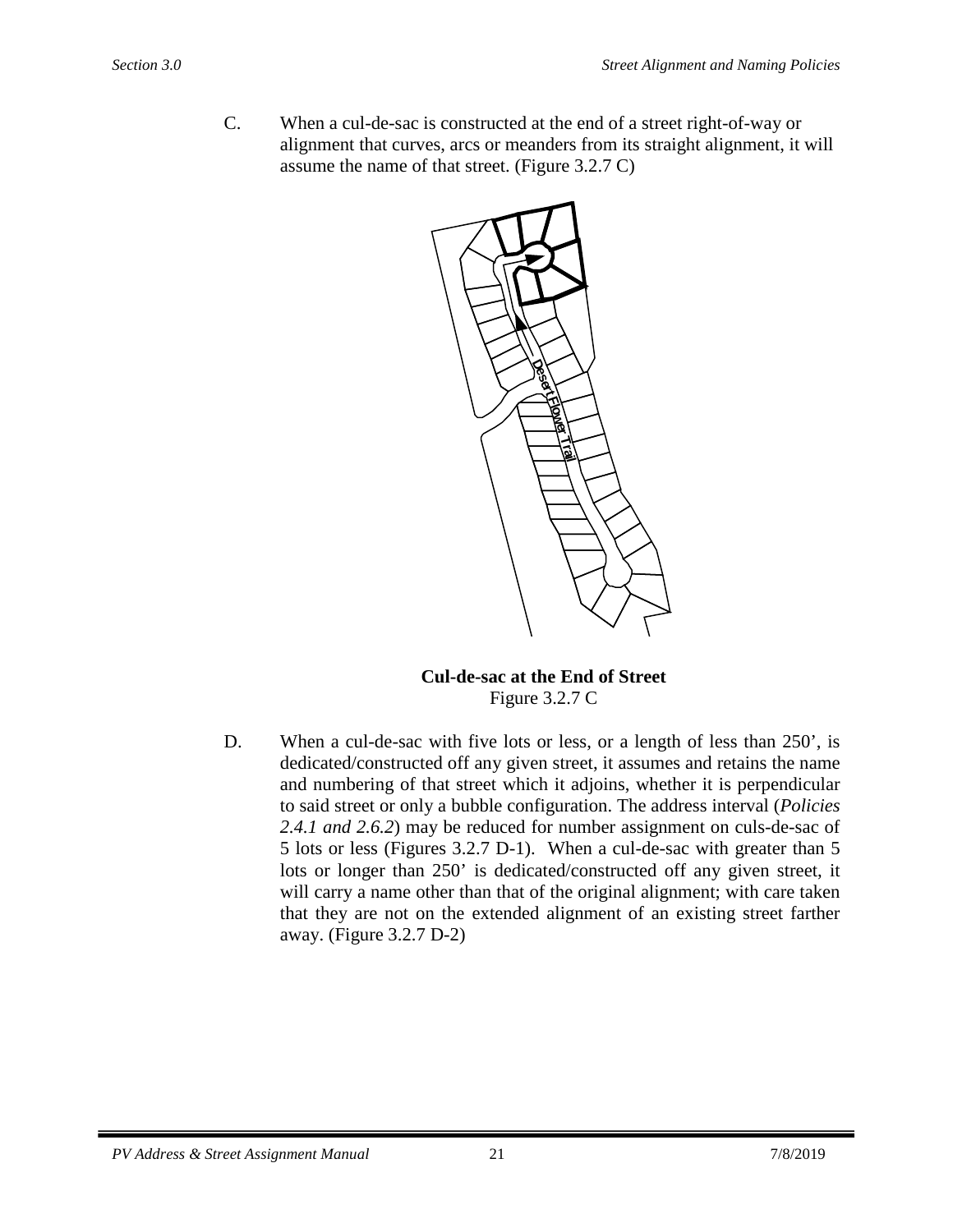C. When a cul-de-sac is constructed at the end of a street right-of-way or alignment that curves, arcs or meanders from its straight alignment, it will assume the name of that street. (Figure 3.2.7 C)

**Cul-de-sac at the End of Street**
Figure 3.2.7 C

D. When a cul-de-sac with five lots or less, or a length of less than 250’, is dedicated/constructed off any given street, it assumes and retains the name and numbering of that street which it adjoins, whether it is perpendicular to said street or only a bubble configuration. The address interval (*Policies 2.4.1 and 2.6.2*) may be reduced for number assignment on culs-de-sac of 5 lots or less (Figures 3.2.7 D-1). When a cul-de-sac with greater than 5 lots or longer than 250’ is dedicated/constructed off any given street, it will carry a name other than that of the original alignment; with care taken that they are not on the extended alignment of an existing street farther away. (Figure 3.2.7 D-2)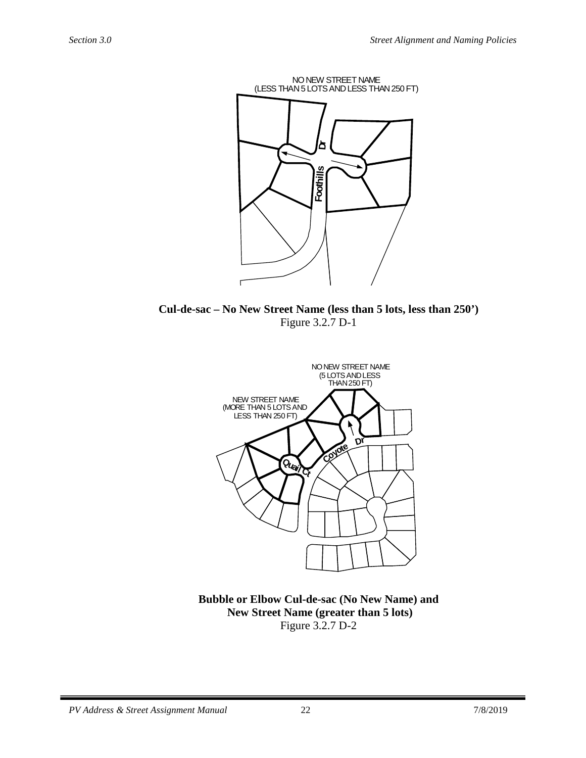NO NEW STREET NAME
(LESS THAN 5 LOTS AND LESS THAN 250 FT)

Foothills Dr

**Cul-de-sac – No New Street Name (less than 5 lots, less than 250')**
Figure 3.2.7 D-1

NO NEW STREET NAME
(5 LOTS AND LESS
THAN 250 FT)

NEW STREET NAME
(MORE THAN 5 LOTS AND
LESS THAN 250 FT)

Coyote Dr

Quail Ct

**Bubble or Elbow Cul-de-sac (No New Name) and**
**New Street Name (greater than 5 lots)**
Figure 3.2.7 D-2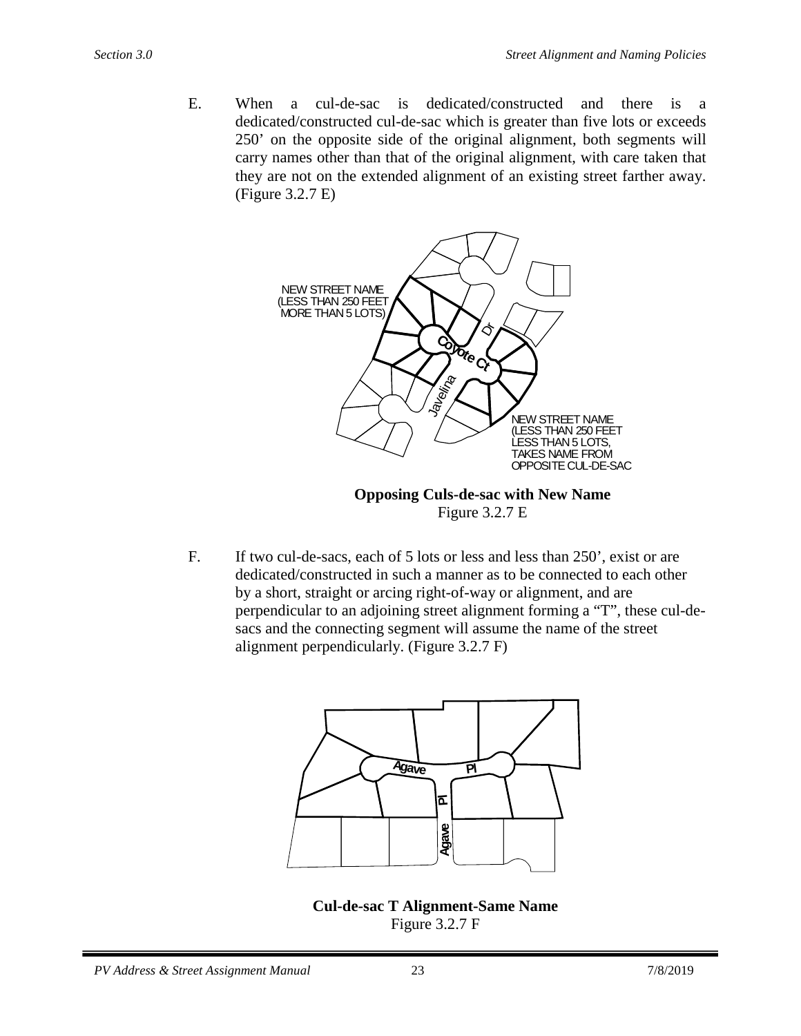E. When a cul-de-sac is dedicated/constructed and there is a dedicated/constructed cul-de-sac which is greater than five lots or exceeds 250' on the opposite side of the original alignment, both segments will carry names other than that of the original alignment, with care taken that they are not on the extended alignment of an existing street farther away. (Figure 3.2.7 E)

**Opposing Culs-de-sac with New Name**
Figure 3.2.7 E

F. If two cul-de-sacs, each of 5 lots or less and less than 250', exist or are dedicated/constructed in such a manner as to be connected to each other by a short, straight or arcing right-of-way or alignment, and are perpendicular to an adjoining street alignment forming a "T", these cul-de-sacs and the connecting segment will assume the name of the street alignment perpendicularly. (Figure 3.2.7 F)

**Cul-de-sac T Alignment-Same Name**
Figure 3.2.7 F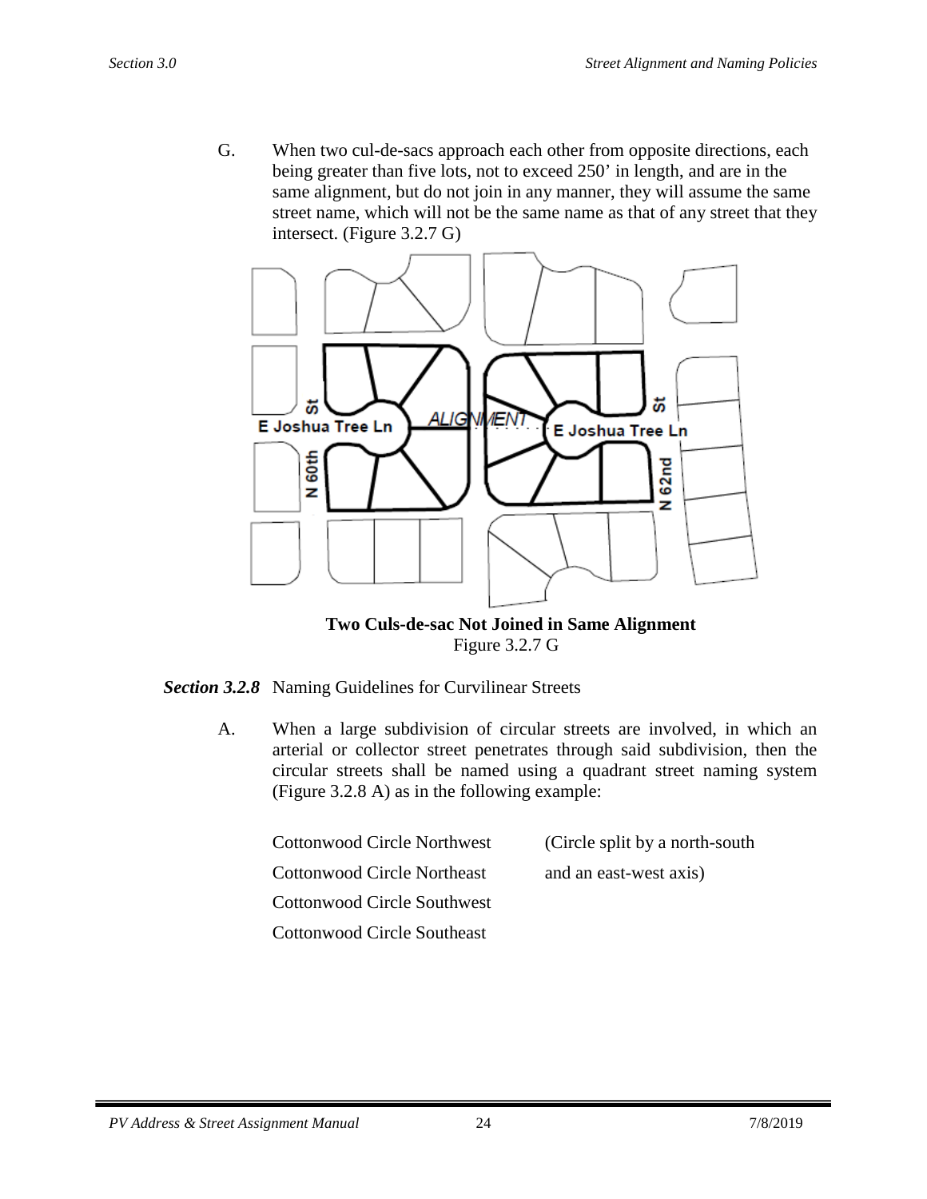G. When two cul-de-sacs approach each other from opposite directions, each being greater than five lots, not to exceed 250' in length, and are in the same alignment, but do not join in any manner, they will assume the same street name, which will not be the same name as that of any street that they intersect. (Figure 3.2.7 G)

**Two Culs-de-sac Not Joined in Same Alignment**
Figure 3.2.7 G

***Section 3.2.8*** Naming Guidelines for Curvilinear Streets

A. When a large subdivision of circular streets are involved, in which an arterial or collector street penetrates through said subdivision, then the circular streets shall be named using a quadrant street naming system (Figure 3.2.8 A) as in the following example:

| | |
|---|---|
| Cottonwood Circle Northwest | (Circle split by a north-south |
| Cottonwood Circle Northeast | and an east-west axis) |
| Cottonwood Circle Southwest | |
| Cottonwood Circle Southeast | |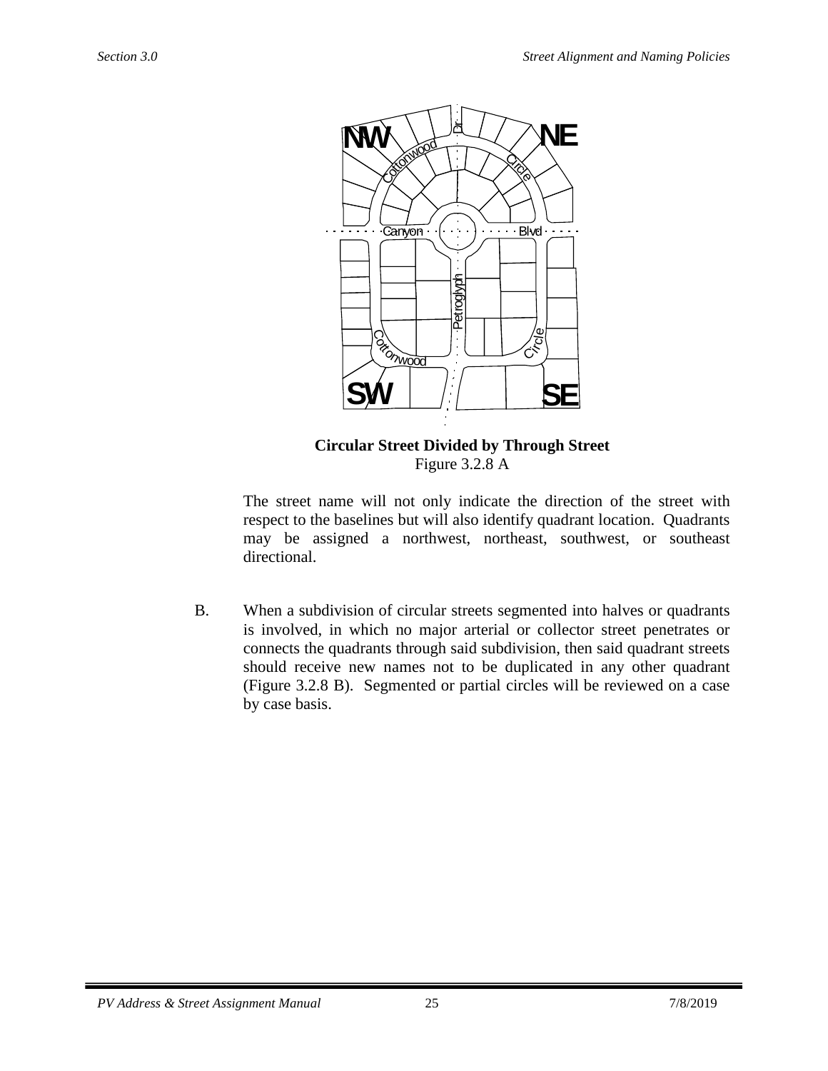**Circular Street Divided by Through Street**
Figure 3.2.8 A

The street name will not only indicate the direction of the street with respect to the baselines but will also identify quadrant location. Quadrants may be assigned a northwest, northeast, southwest, or southeast directional.

B. When a subdivision of circular streets segmented into halves or quadrants is involved, in which no major arterial or collector street penetrates or connects the quadrants through said subdivision, then said quadrant streets should receive new names not to be duplicated in any other quadrant (Figure 3.2.8 B). Segmented or partial circles will be reviewed on a case by case basis.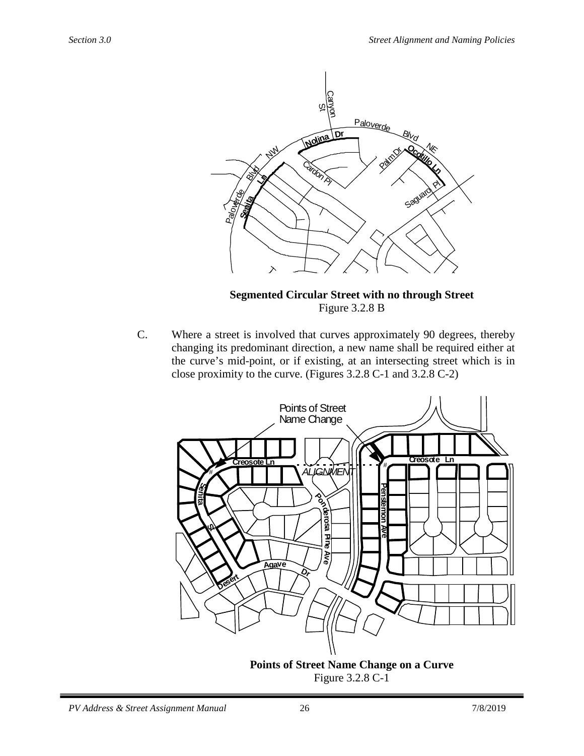**Segmented Circular Street with no through Street**
Figure 3.2.8 B

C. Where a street is involved that curves approximately 90 degrees, thereby changing its predominant direction, a new name shall be required either at the curve's mid-point, or if existing, at an intersecting street which is in close proximity to the curve. (Figures 3.2.8 C-1 and 3.2.8 C-2)

**Points of Street Name Change on a Curve**
Figure 3.2.8 C-1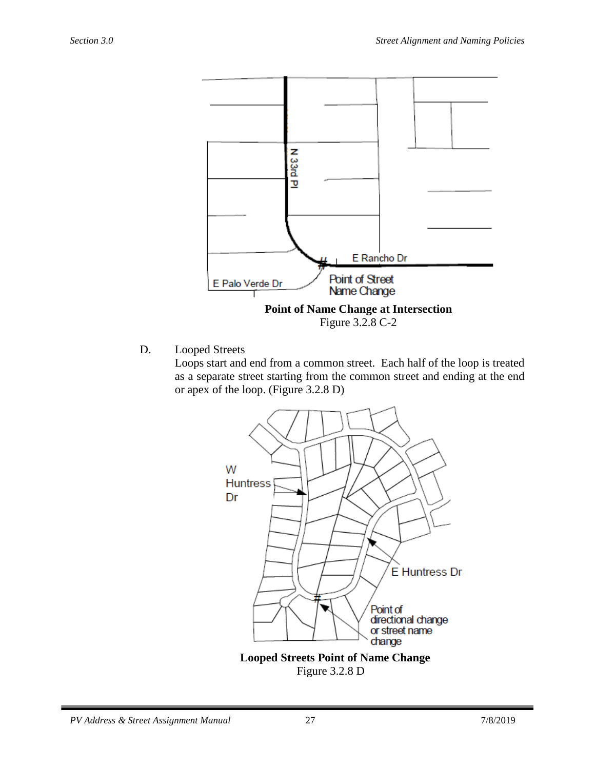**Point of Name Change at Intersection**
Figure 3.2.8 C-2

D. Looped Streets

Loops start and end from a common street. Each half of the loop is treated as a separate street starting from the common street and ending at the end or apex of the loop. (Figure 3.2.8 D)

**Looped Streets Point of Name Change**
Figure 3.2.8 D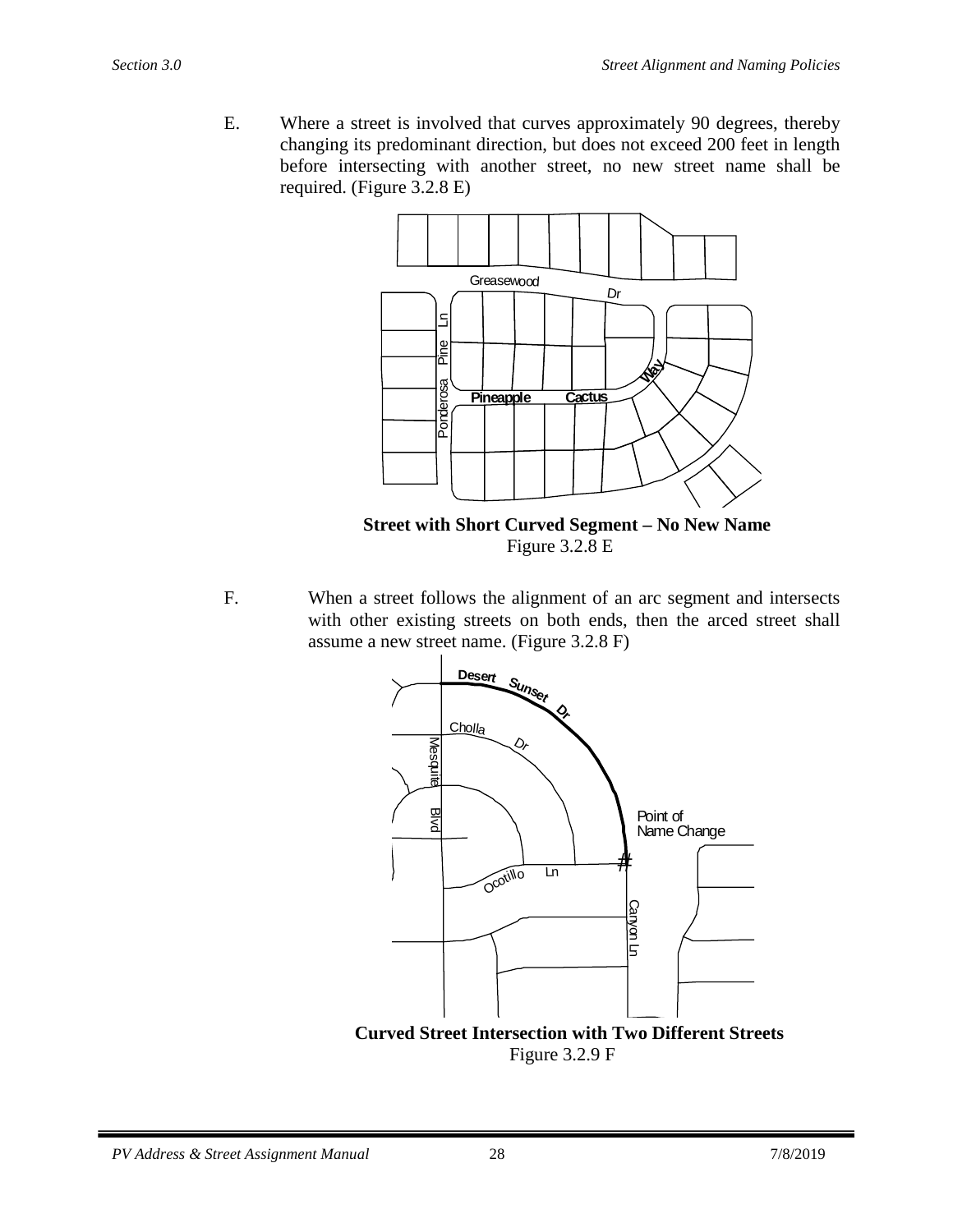E. Where a street is involved that curves approximately 90 degrees, thereby changing its predominant direction, but does not exceed 200 feet in length before intersecting with another street, no new street name shall be required. (Figure 3.2.8 E)

**Street with Short Curved Segment – No New Name**
Figure 3.2.8 E

F. When a street follows the alignment of an arc segment and intersects with other existing streets on both ends, then the arced street shall assume a new street name. (Figure 3.2.8 F)

**Curved Street Intersection with Two Different Streets**
Figure 3.2.9 F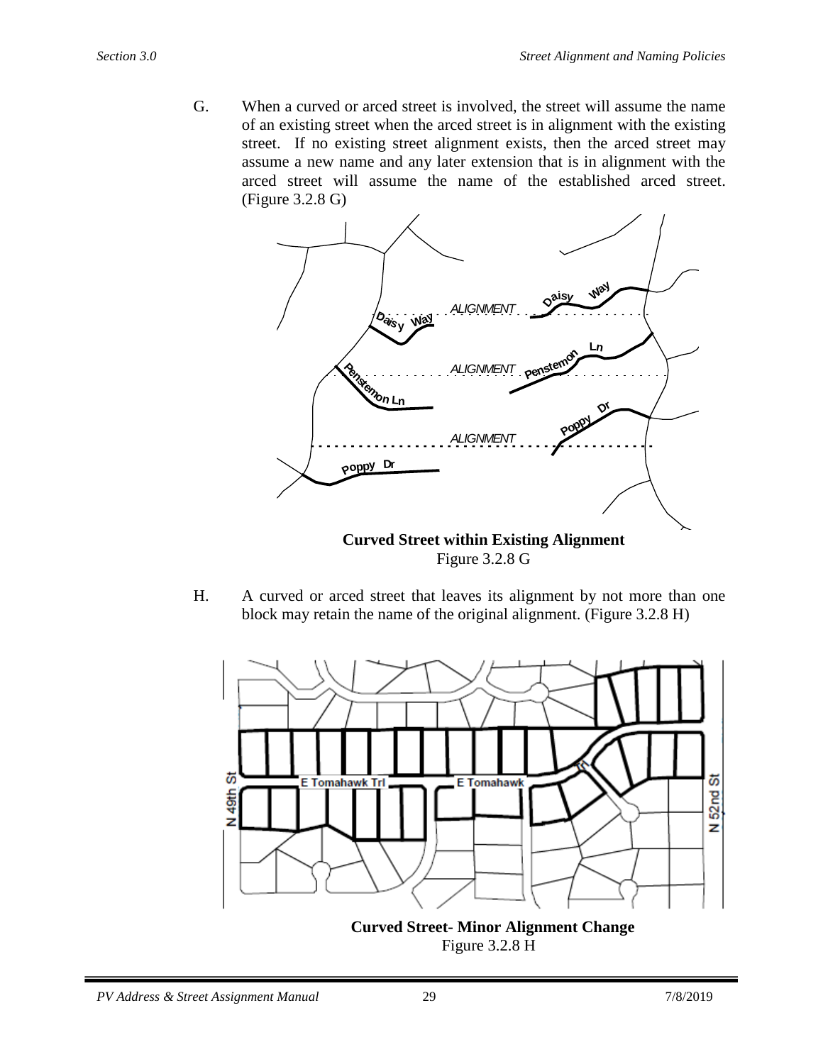G. When a curved or arced street is involved, the street will assume the name of an existing street when the arced street is in alignment with the existing street. If no existing street alignment exists, then the arced street may assume a new name and any later extension that is in alignment with the arced street will assume the name of the established arced street. (Figure 3.2.8 G)

**Curved Street within Existing Alignment**
Figure 3.2.8 G

H. A curved or arced street that leaves its alignment by not more than one block may retain the name of the original alignment. (Figure 3.2.8 H)

**Curved Street- Minor Alignment Change**
Figure 3.2.8 H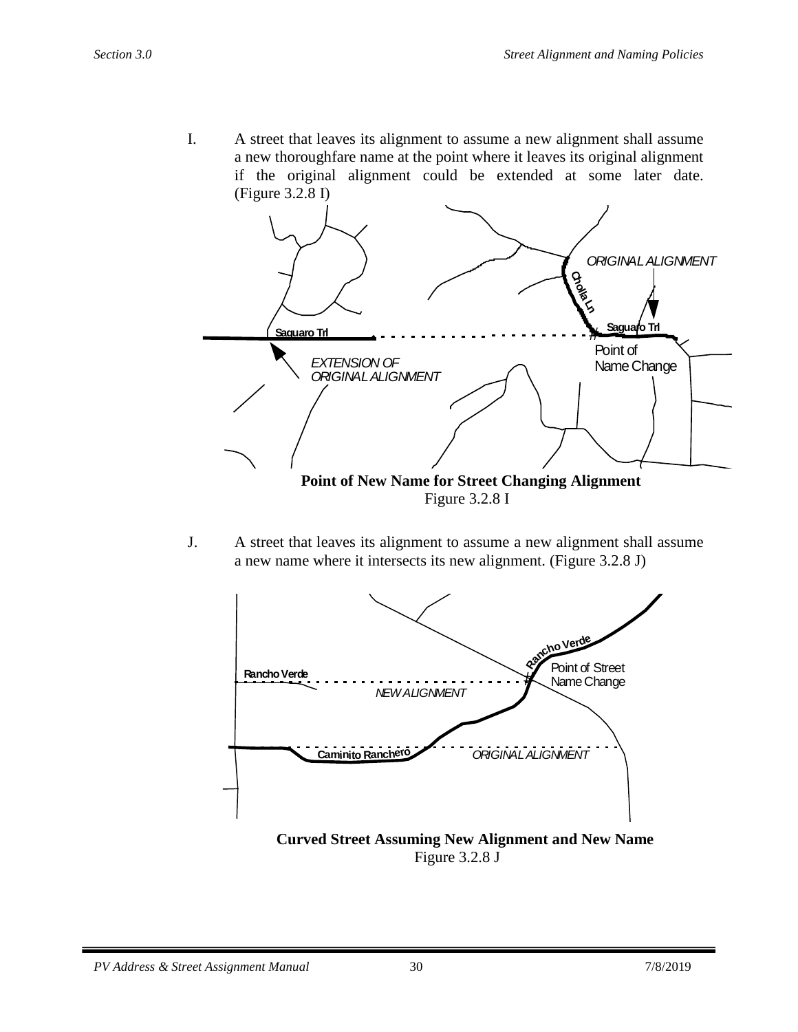I. A street that leaves its alignment to assume a new alignment shall assume a new thoroughfare name at the point where it leaves its original alignment if the original alignment could be extended at some later date. (Figure 3.2.8 I)

**Point of New Name for Street Changing Alignment**
Figure 3.2.8 I

J. A street that leaves its alignment to assume a new alignment shall assume a new name where it intersects its new alignment. (Figure 3.2.8 J)

**Curved Street Assuming New Alignment and New Name**
Figure 3.2.8 J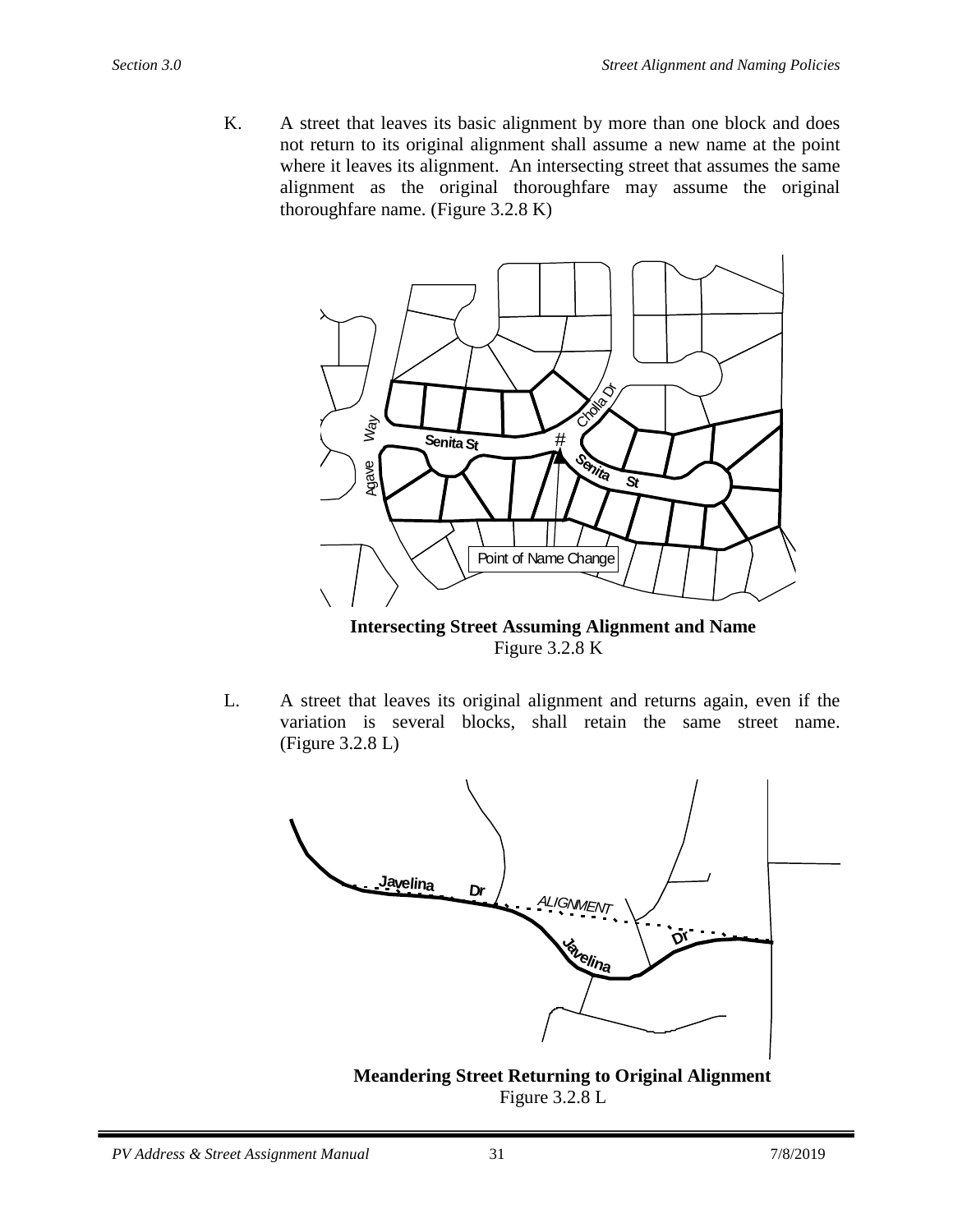K. A street that leaves its basic alignment by more than one block and does not return to its original alignment shall assume a new name at the point where it leaves its alignment. An intersecting street that assumes the same alignment as the original thoroughfare may assume the original thoroughfare name. (Figure 3.2.8 K)

**Intersecting Street Assuming Alignment and Name**
Figure 3.2.8 K

L. A street that leaves its original alignment and returns again, even if the variation is several blocks, shall retain the same street name. (Figure 3.2.8 L)

**Meandering Street Returning to Original Alignment**
Figure 3.2.8 L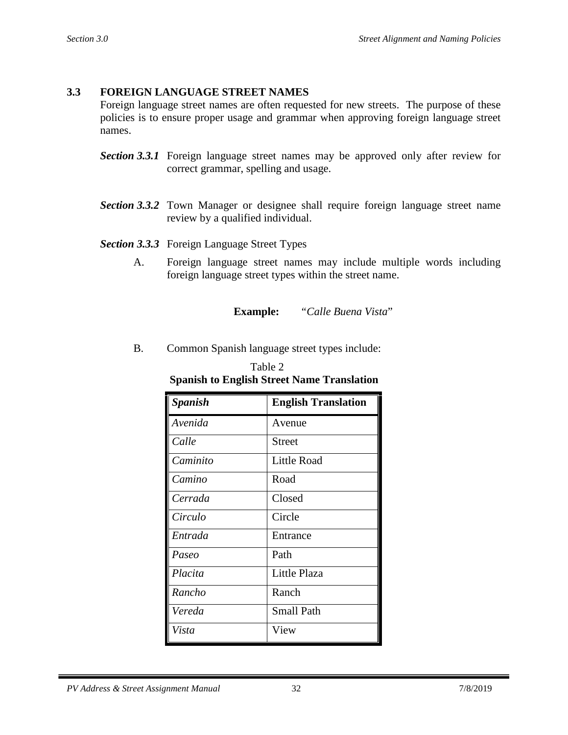## 3.3 FOREIGN LANGUAGE STREET NAMES

Foreign language street names are often requested for new streets. The purpose of these policies is to ensure proper usage and grammar when approving foreign language street names.

***Section 3.3.1*** Foreign language street names may be approved only after review for correct grammar, spelling and usage.

***Section 3.3.2*** Town Manager or designee shall require foreign language street name review by a qualified individual.

***Section 3.3.3*** Foreign Language Street Types

A. Foreign language street names may include multiple words including foreign language street types within the street name.

**Example:** "*Calle Buena Vista*"

B. Common Spanish language street types include:

Table 2
**Spanish to English Street Name Translation**

| ***Spanish*** | **English Translation** |
|---|---|
| *Avenida* | Avenue |
| *Calle* | Street |
| *Caminito* | Little Road |
| *Camino* | Road |
| *Cerrada* | Closed |
| *Circulo* | Circle |
| *Entrada* | Entrance |
| *Paseo* | Path |
| *Placita* | Little Plaza |
| *Rancho* | Ranch |
| *Vereda* | Small Path |
| *Vista* | View |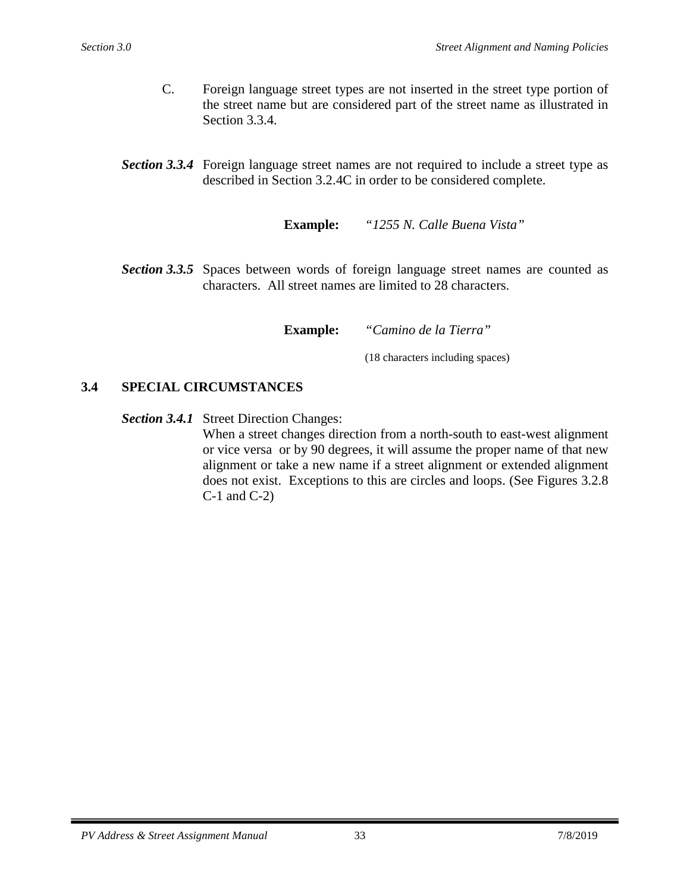C. Foreign language street types are not inserted in the street type portion of the street name but are considered part of the street name as illustrated in Section 3.3.4.

***Section 3.3.4*** Foreign language street names are not required to include a street type as described in Section 3.2.4C in order to be considered complete.

**Example:** *"1255 N. Calle Buena Vista"*

***Section 3.3.5*** Spaces between words of foreign language street names are counted as characters. All street names are limited to 28 characters.

**Example:** *"Camino de la Tierra"*

(18 characters including spaces)

## 3.4 SPECIAL CIRCUMSTANCES

***Section 3.4.1*** Street Direction Changes:
When a street changes direction from a north-south to east-west alignment or vice versa or by 90 degrees, it will assume the proper name of that new alignment or take a new name if a street alignment or extended alignment does not exist. Exceptions to this are circles and loops. (See Figures 3.2.8 C-1 and C-2)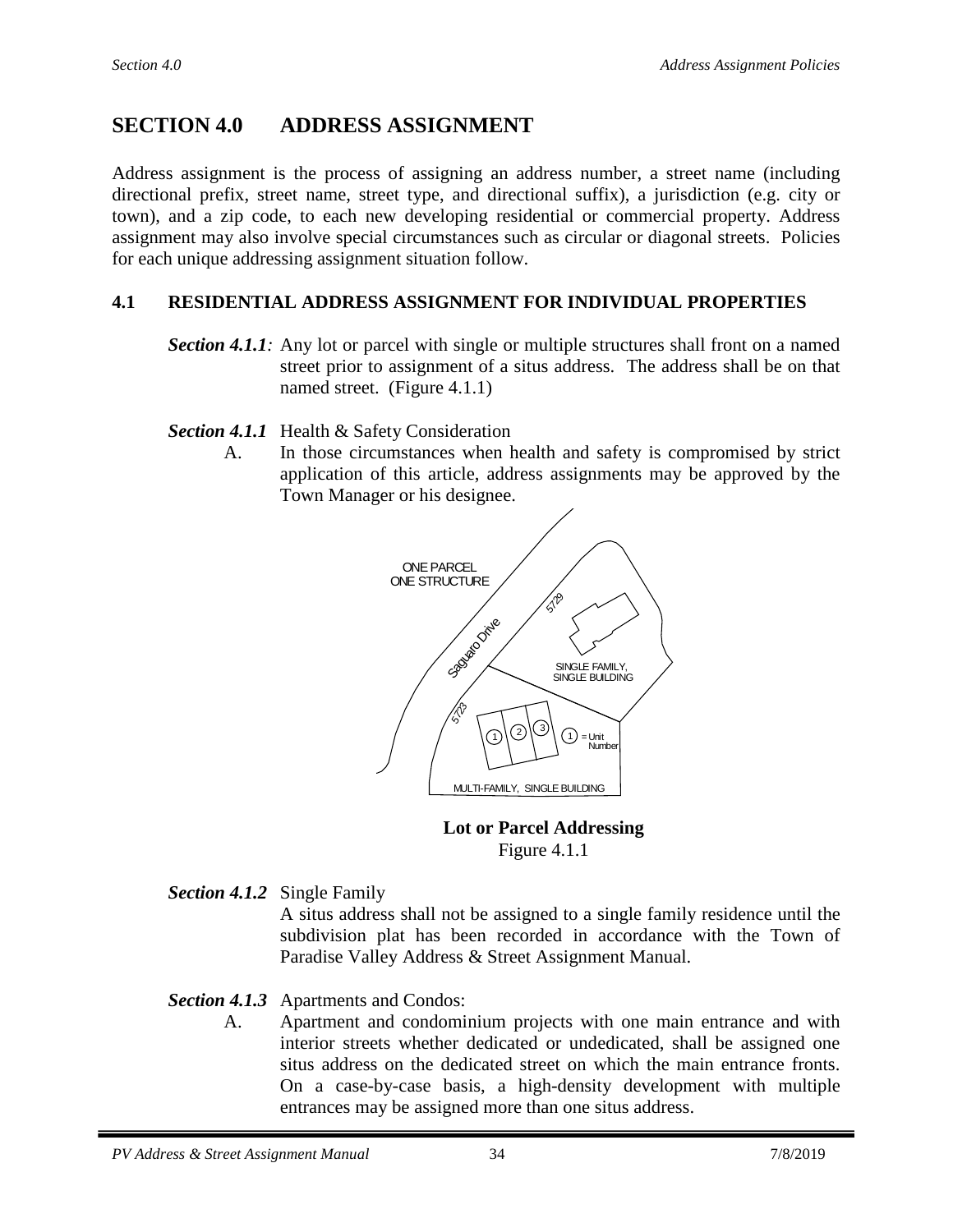# SECTION 4.0 ADDRESS ASSIGNMENT

Address assignment is the process of assigning an address number, a street name (including directional prefix, street name, street type, and directional suffix), a jurisdiction (e.g. city or town), and a zip code, to each new developing residential or commercial property. Address assignment may also involve special circumstances such as circular or diagonal streets. Policies for each unique addressing assignment situation follow.

## 4.1 RESIDENTIAL ADDRESS ASSIGNMENT FOR INDIVIDUAL PROPERTIES

***Section 4.1.1***: Any lot or parcel with single or multiple structures shall front on a named street prior to assignment of a situs address. The address shall be on that named street. (Figure 4.1.1)

***Section 4.1.1*** Health & Safety Consideration

A. In those circumstances when health and safety is compromised by strict application of this article, address assignments may be approved by the Town Manager or his designee.

**Lot or Parcel Addressing**
Figure 4.1.1

***Section 4.1.2*** Single Family

A situs address shall not be assigned to a single family residence until the subdivision plat has been recorded in accordance with the Town of Paradise Valley Address & Street Assignment Manual.

***Section 4.1.3*** Apartments and Condos:

A. Apartment and condominium projects with one main entrance and with interior streets whether dedicated or undedicated, shall be assigned one situs address on the dedicated street on which the main entrance fronts. On a case-by-case basis, a high-density development with multiple entrances may be assigned more than one situs address.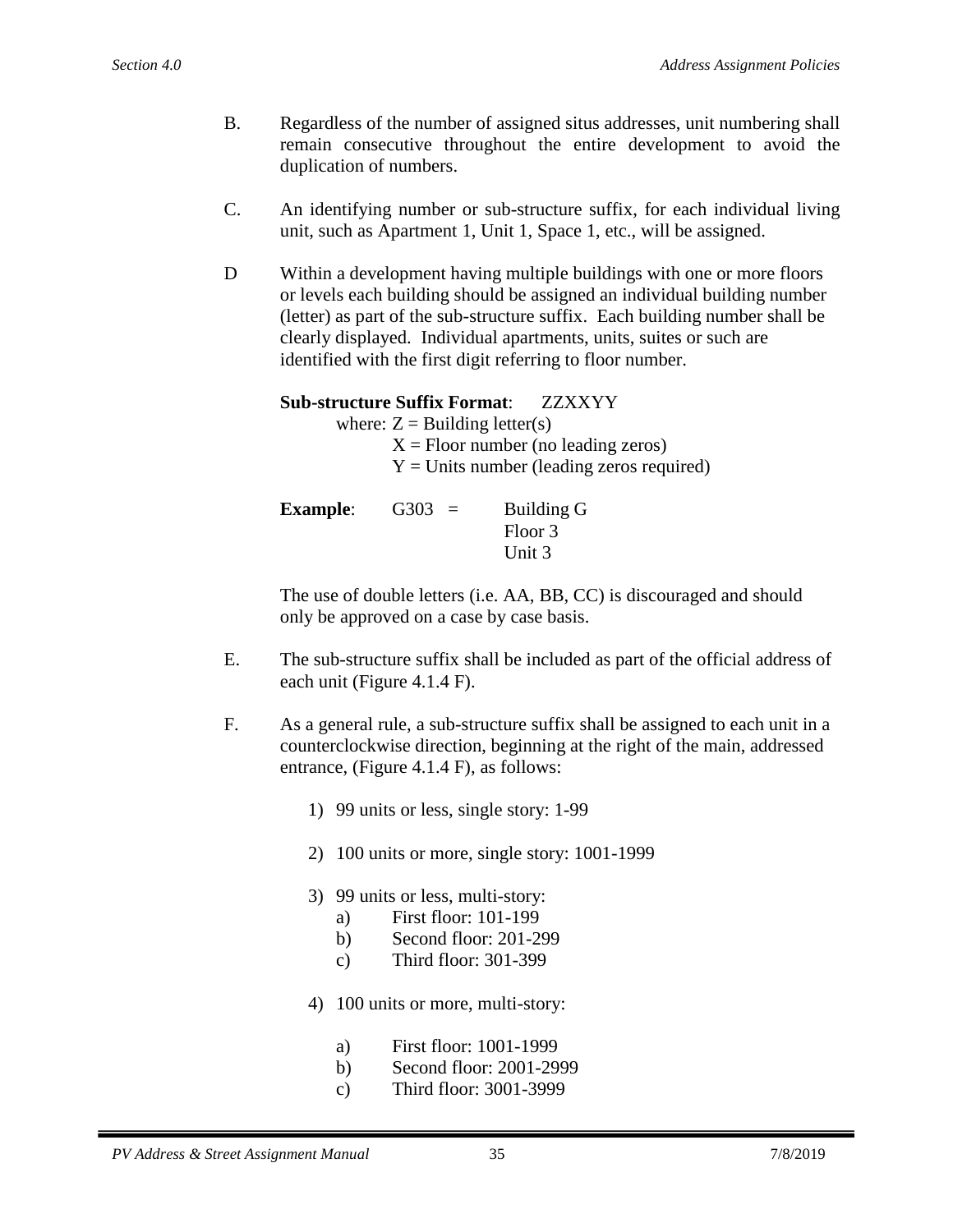B. Regardless of the number of assigned situs addresses, unit numbering shall remain consecutive throughout the entire development to avoid the duplication of numbers.

C. An identifying number or sub-structure suffix, for each individual living unit, such as Apartment 1, Unit 1, Space 1, etc., will be assigned.

D Within a development having multiple buildings with one or more floors or levels each building should be assigned an individual building number (letter) as part of the sub-structure suffix. Each building number shall be clearly displayed. Individual apartments, units, suites or such are identified with the first digit referring to floor number.

**Sub-structure Suffix Format**: ZZXXYY

where: Z = Building letter(s)
X = Floor number (no leading zeros)
Y = Units number (leading zeros required)

**Example**: G303 = Building G
Floor 3
Unit 3

The use of double letters (i.e. AA, BB, CC) is discouraged and should only be approved on a case by case basis.

E. The sub-structure suffix shall be included as part of the official address of each unit (Figure 4.1.4 F).

F. As a general rule, a sub-structure suffix shall be assigned to each unit in a counterclockwise direction, beginning at the right of the main, addressed entrance, (Figure 4.1.4 F), as follows:

1) 99 units or less, single story: 1-99

2) 100 units or more, single story: 1001-1999

3) 99 units or less, multi-story:
   a) First floor: 101-199
   b) Second floor: 201-299
   c) Third floor: 301-399

4) 100 units or more, multi-story:
   a) First floor: 1001-1999
   b) Second floor: 2001-2999
   c) Third floor: 3001-3999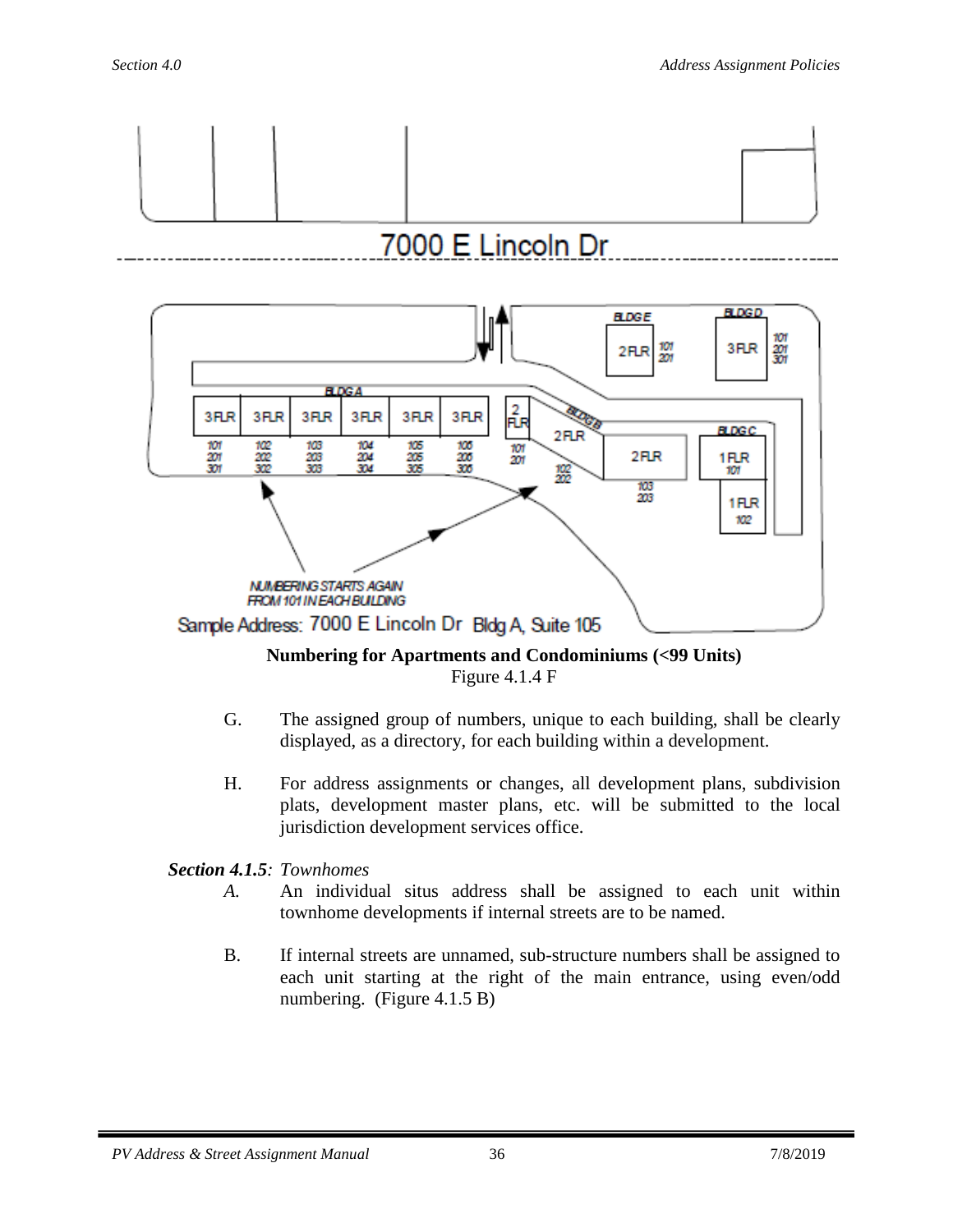7000 E Lincoln Dr

BLDG A

| 3 FLR | 3 FLR | 3 FLR | 3 FLR | 3 FLR | 3 FLR |
|---|---|---|---|---|---|
| 101 201 301 | 102 202 302 | 103 203 303 | 104 204 304 | 105 205 305 | 106 206 306 |

BLDG B: 2 FLR 101 201; 2 FLR 102 202; 2 FLR 103 203

BLDG C: 1 FLR 101; 1 FLR 102

BLDG D: 3 FLR 101 201 301

BLDG E: 2 FLR 101 201

NUMBERING STARTS AGAIN FROM 101 IN EACH BUILDING

Sample Address: 7000 E Lincoln Dr Bldg A, Suite 105

**Numbering for Apartments and Condominiums (<99 Units)**

Figure 4.1.4 F

G. The assigned group of numbers, unique to each building, shall be clearly displayed, as a directory, for each building within a development.

H. For address assignments or changes, all development plans, subdivision plats, development master plans, etc. will be submitted to the local jurisdiction development services office.

***Section 4.1.5**: Townhomes*

*A.* An individual situs address shall be assigned to each unit within townhome developments if internal streets are to be named.

B. If internal streets are unnamed, sub-structure numbers shall be assigned to each unit starting at the right of the main entrance, using even/odd numbering. (Figure 4.1.5 B)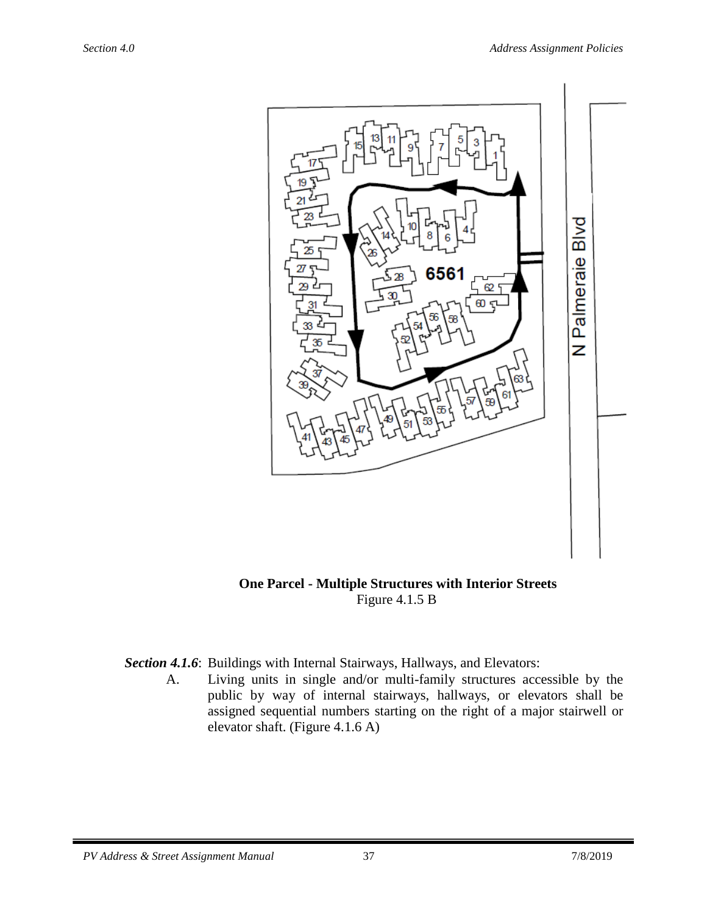**One Parcel - Multiple Structures with Interior Streets**
Figure 4.1.5 B

***Section 4.1.6***: Buildings with Internal Stairways, Hallways, and Elevators:

A. Living units in single and/or multi-family structures accessible by the public by way of internal stairways, hallways, or elevators shall be assigned sequential numbers starting on the right of a major stairwell or elevator shaft. (Figure 4.1.6 A)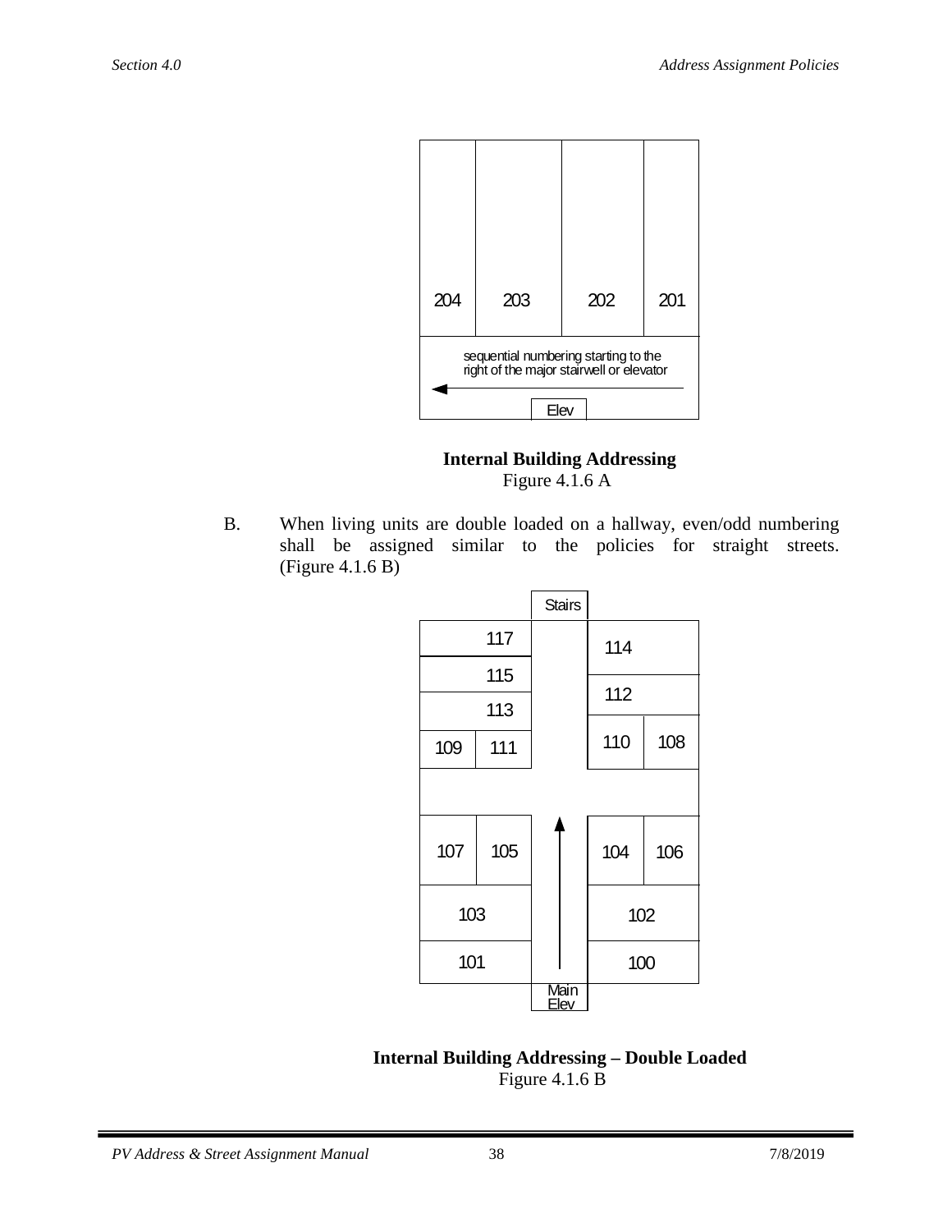| 204 | 203 | 202 | 201 |
|---|---|---|---|

sequential numbering starting to the right of the major stairwell or elevator

Elev

**Internal Building Addressing**
Figure 4.1.6 A

B. When living units are double loaded on a hallway, even/odd numbering shall be assigned similar to the policies for straight streets. (Figure 4.1.6 B)

Stairs

| | | | | |
|---|---|---|---|---|
| 117 | | | 114 | |
| 115 | | | 112 | |
| 113 | | | | |
| 109 | 111 | | 110 | 108 |
| 107 | 105 | | 104 | 106 |
| 103 | | | 102 | |
| 101 | | | 100 | |

Main Elev

**Internal Building Addressing – Double Loaded**
Figure 4.1.6 B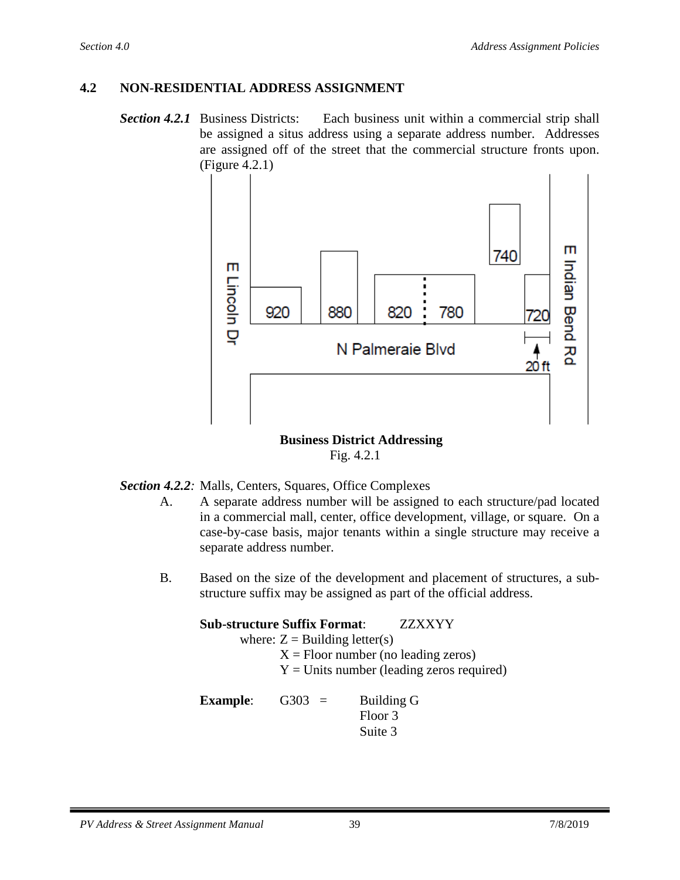## 4.2 NON-RESIDENTIAL ADDRESS ASSIGNMENT

***Section 4.2.1*** Business Districts: Each business unit within a commercial strip shall be assigned a situs address using a separate address number. Addresses are assigned off of the street that the commercial structure fronts upon. (Figure 4.2.1)

**Business District Addressing**
Fig. 4.2.1

***Section 4.2.2**:* Malls, Centers, Squares, Office Complexes

A. A separate address number will be assigned to each structure/pad located in a commercial mall, center, office development, village, or square. On a case-by-case basis, major tenants within a single structure may receive a separate address number.

B. Based on the size of the development and placement of structures, a sub-structure suffix may be assigned as part of the official address.

**Sub-structure Suffix Format**: ZZXXYY
where: Z = Building letter(s)
X = Floor number (no leading zeros)
Y = Units number (leading zeros required)

**Example**: G303 = Building G
Floor 3
Suite 3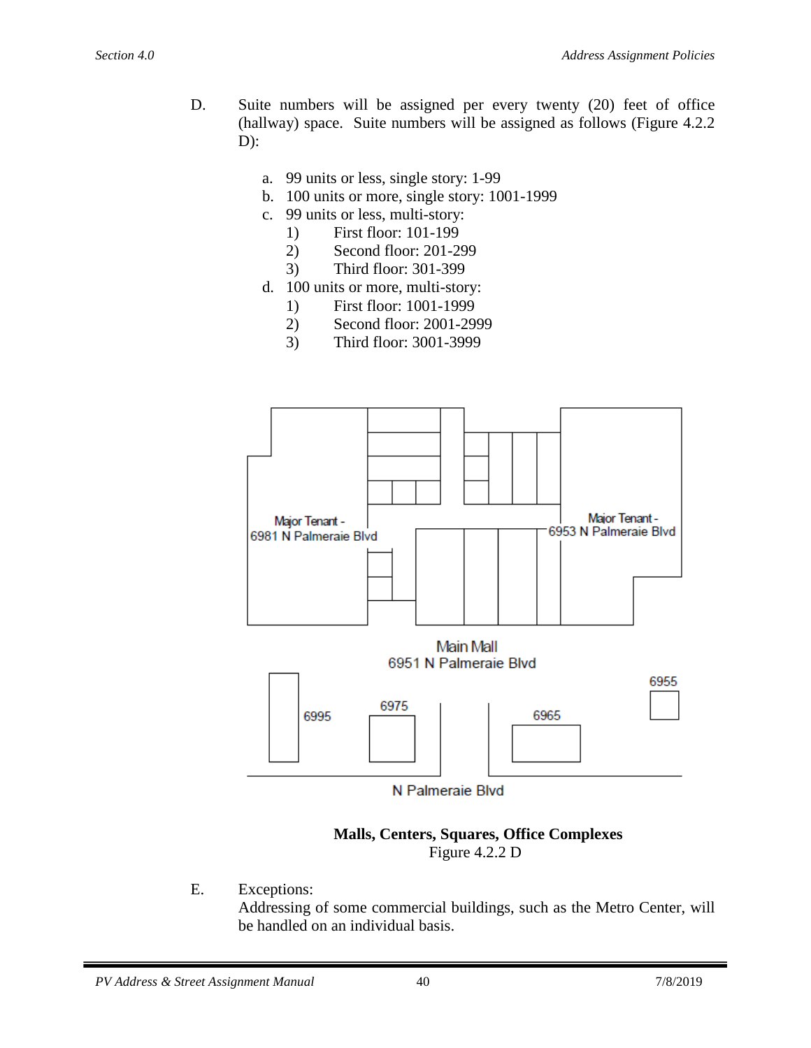D. Suite numbers will be assigned per every twenty (20) feet of office (hallway) space. Suite numbers will be assigned as follows (Figure 4.2.2 D):

   a. 99 units or less, single story: 1-99
   b. 100 units or more, single story: 1001-1999
   c. 99 units or less, multi-story:
      1) First floor: 101-199
      2) Second floor: 201-299
      3) Third floor: 301-399
   d. 100 units or more, multi-story:
      1) First floor: 1001-1999
      2) Second floor: 2001-2999
      3) Third floor: 3001-3999

Major Tenant - 6981 N Palmeraie Blvd

Major Tenant - 6953 N Palmeraie Blvd

Main Mall 6951 N Palmeraie Blvd

6995

6975

6965

6955

N Palmeraie Blvd

**Malls, Centers, Squares, Office Complexes**
Figure 4.2.2 D

E. Exceptions:
   Addressing of some commercial buildings, such as the Metro Center, will be handled on an individual basis.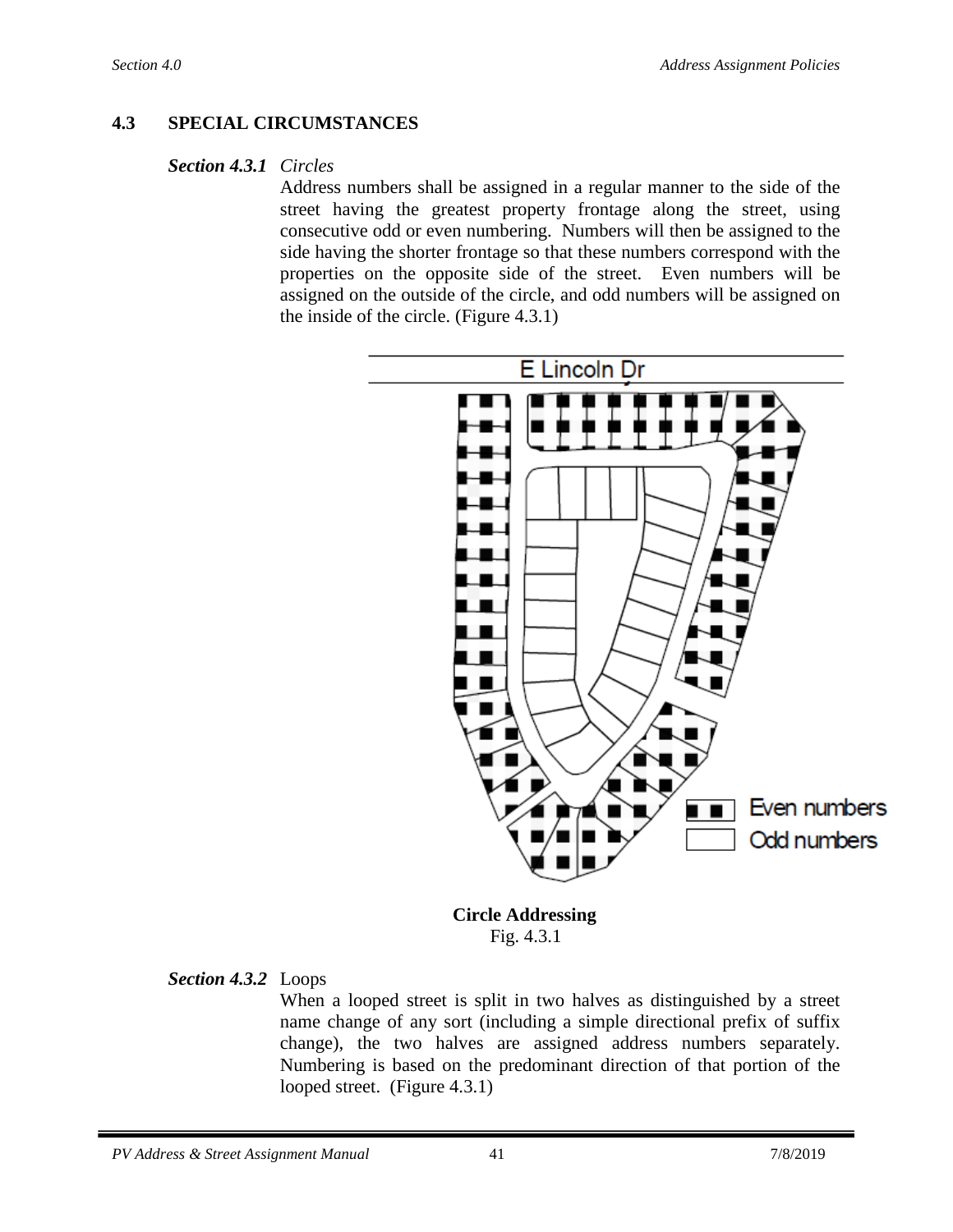## 4.3 SPECIAL CIRCUMSTANCES

***Section 4.3.1*** *Circles*

Address numbers shall be assigned in a regular manner to the side of the street having the greatest property frontage along the street, using consecutive odd or even numbering. Numbers will then be assigned to the side having the shorter frontage so that these numbers correspond with the properties on the opposite side of the street. Even numbers will be assigned on the outside of the circle, and odd numbers will be assigned on the inside of the circle. (Figure 4.3.1)

**Circle Addressing**
Fig. 4.3.1

***Section 4.3.2*** Loops

When a looped street is split in two halves as distinguished by a street name change of any sort (including a simple directional prefix of suffix change), the two halves are assigned address numbers separately. Numbering is based on the predominant direction of that portion of the looped street. (Figure 4.3.1)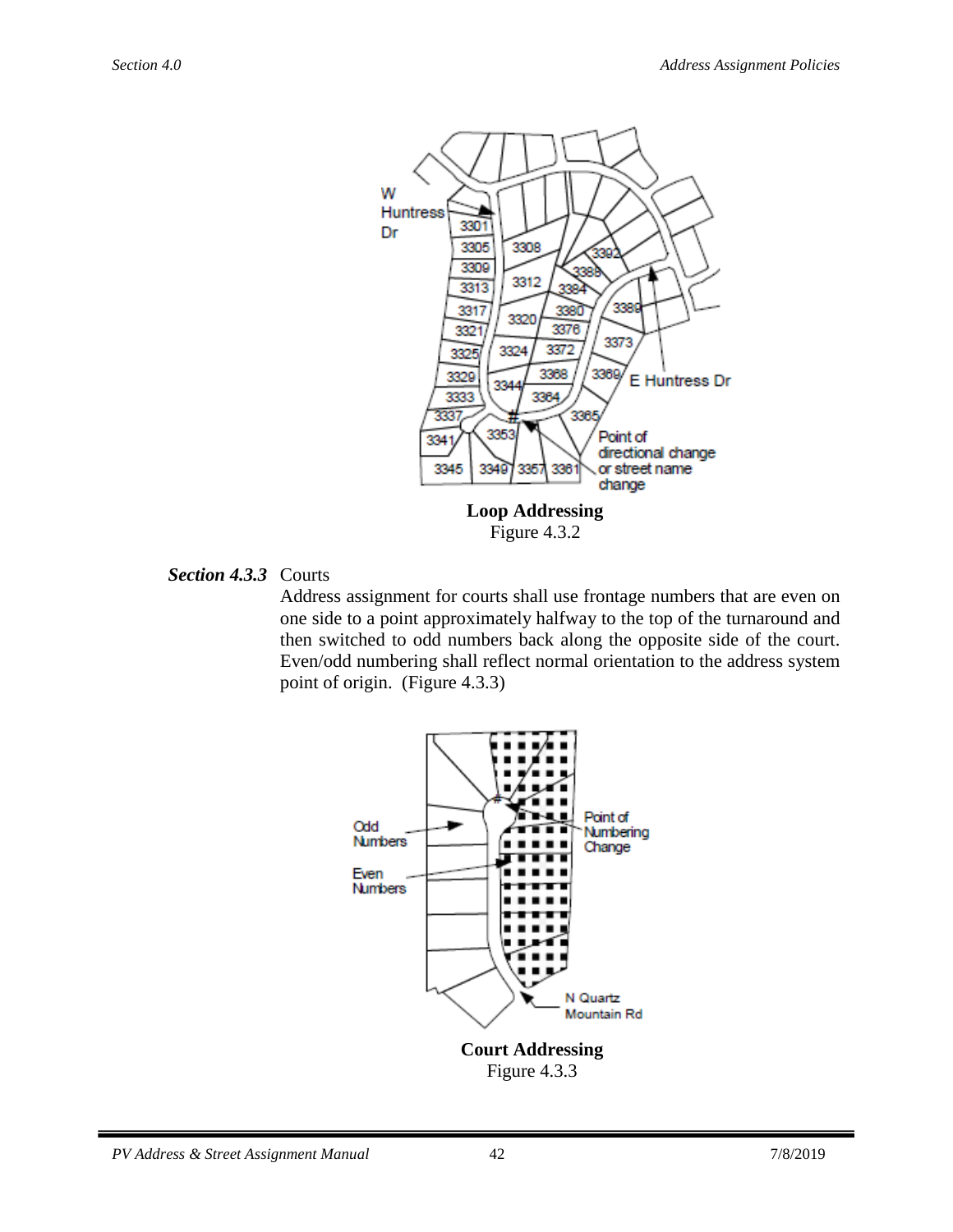**Loop Addressing**
Figure 4.3.2

***Section 4.3.3*** Courts

Address assignment for courts shall use frontage numbers that are even on one side to a point approximately halfway to the top of the turnaround and then switched to odd numbers back along the opposite side of the court. Even/odd numbering shall reflect normal orientation to the address system point of origin. (Figure 4.3.3)

**Court Addressing**
Figure 4.3.3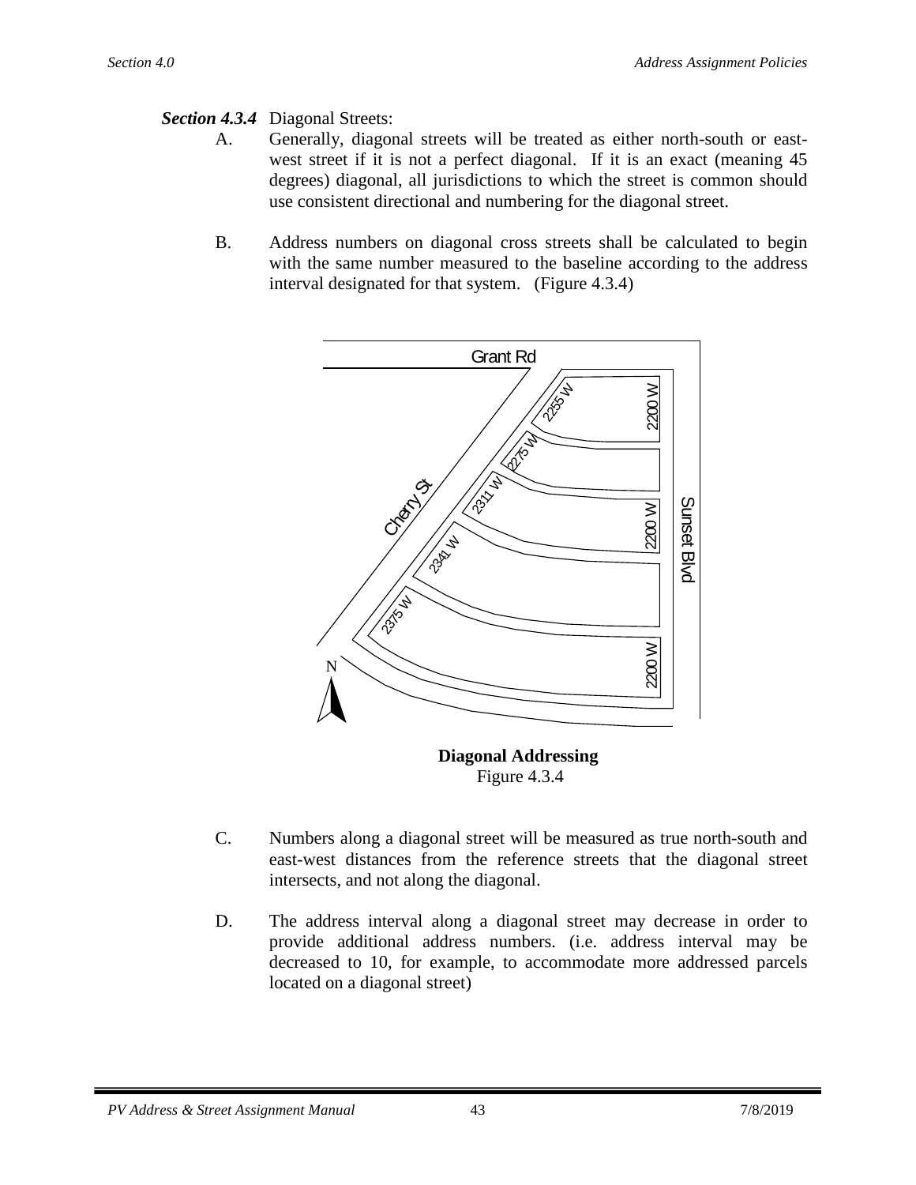***Section 4.3.4*** Diagonal Streets:

A. Generally, diagonal streets will be treated as either north-south or east-west street if it is not a perfect diagonal. If it is an exact (meaning 45 degrees) diagonal, all jurisdictions to which the street is common should use consistent directional and numbering for the diagonal street.

B. Address numbers on diagonal cross streets shall be calculated to begin with the same number measured to the baseline according to the address interval designated for that system. (Figure 4.3.4)

**Diagonal Addressing**
Figure 4.3.4

C. Numbers along a diagonal street will be measured as true north-south and east-west distances from the reference streets that the diagonal street intersects, and not along the diagonal.

D. The address interval along a diagonal street may decrease in order to provide additional address numbers. (i.e. address interval may be decreased to 10, for example, to accommodate more addressed parcels located on a diagonal street)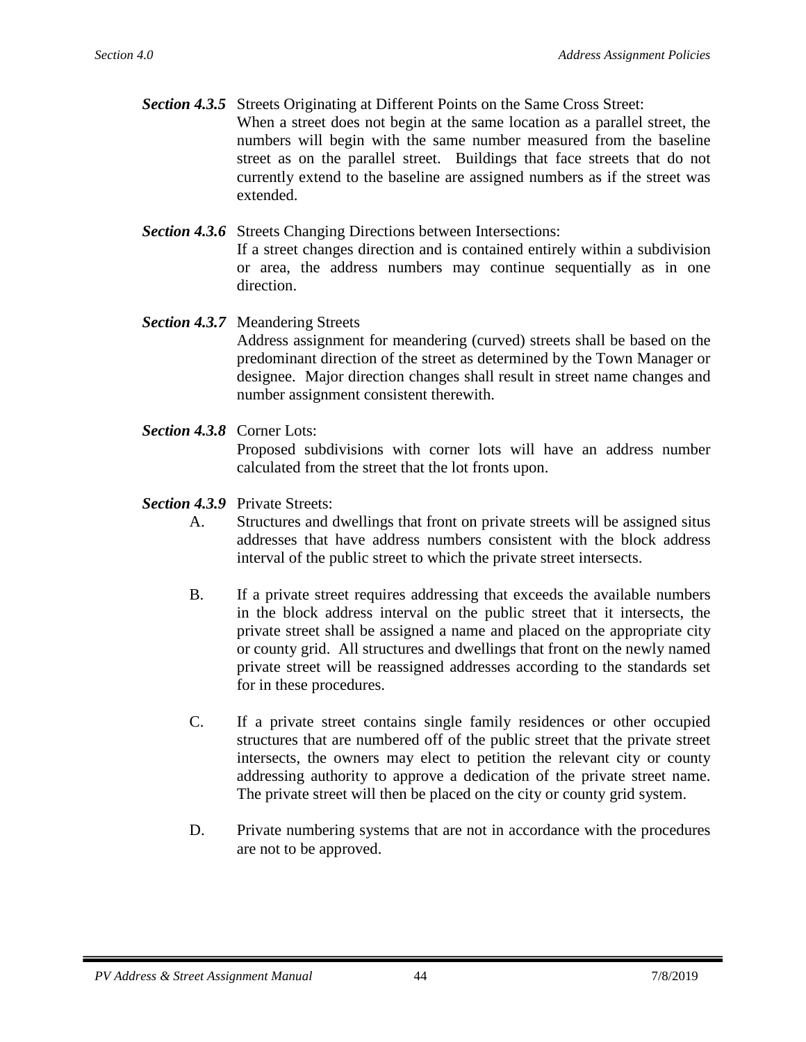***Section 4.3.5*** Streets Originating at Different Points on the Same Cross Street:

When a street does not begin at the same location as a parallel street, the numbers will begin with the same number measured from the baseline street as on the parallel street. Buildings that face streets that do not currently extend to the baseline are assigned numbers as if the street was extended.

***Section 4.3.6*** Streets Changing Directions between Intersections:

If a street changes direction and is contained entirely within a subdivision or area, the address numbers may continue sequentially as in one direction.

***Section 4.3.7*** Meandering Streets

Address assignment for meandering (curved) streets shall be based on the predominant direction of the street as determined by the Town Manager or designee. Major direction changes shall result in street name changes and number assignment consistent therewith.

***Section 4.3.8*** Corner Lots:

Proposed subdivisions with corner lots will have an address number calculated from the street that the lot fronts upon.

***Section 4.3.9*** Private Streets:

A. Structures and dwellings that front on private streets will be assigned situs addresses that have address numbers consistent with the block address interval of the public street to which the private street intersects.

B. If a private street requires addressing that exceeds the available numbers in the block address interval on the public street that it intersects, the private street shall be assigned a name and placed on the appropriate city or county grid. All structures and dwellings that front on the newly named private street will be reassigned addresses according to the standards set for in these procedures.

C. If a private street contains single family residences or other occupied structures that are numbered off of the public street that the private street intersects, the owners may elect to petition the relevant city or county addressing authority to approve a dedication of the private street name. The private street will then be placed on the city or county grid system.

D. Private numbering systems that are not in accordance with the procedures are not to be approved.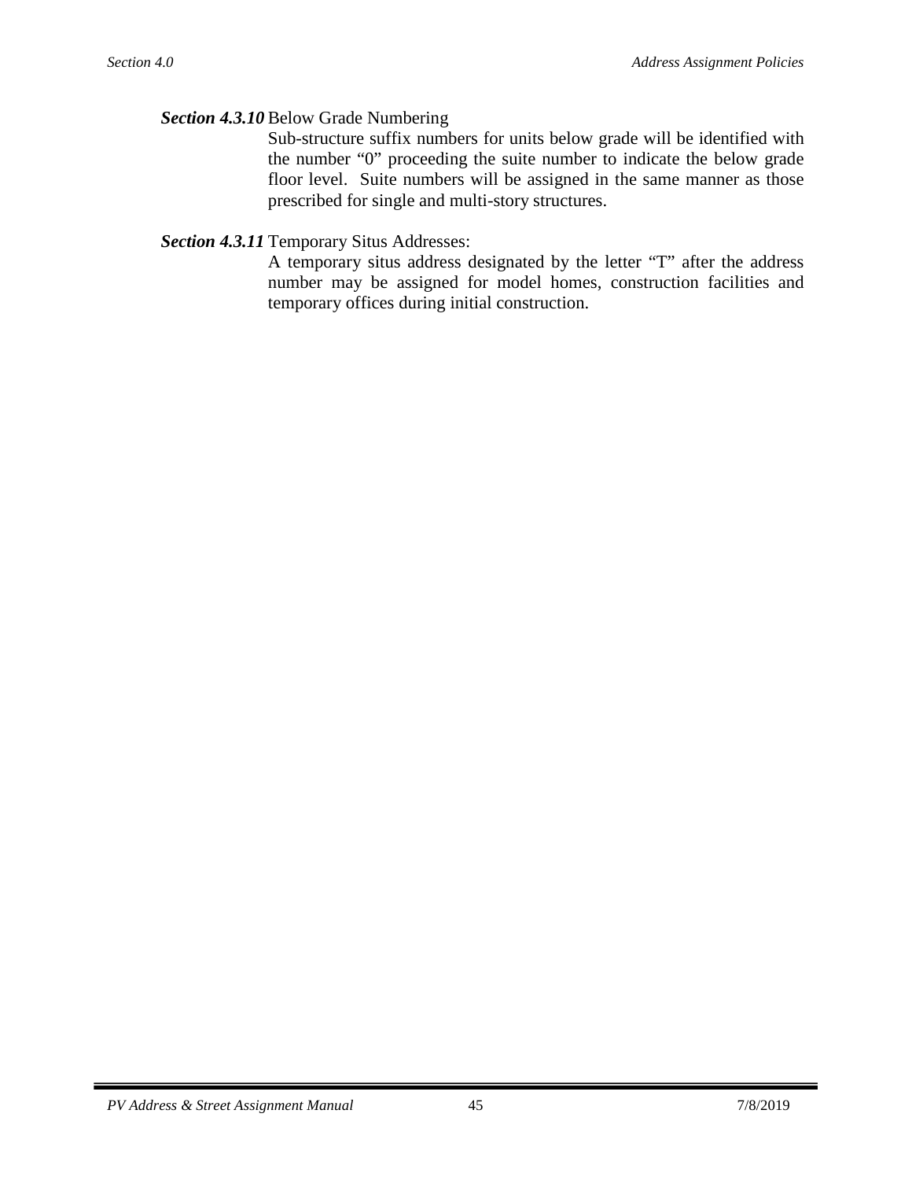***Section 4.3.10*** Below Grade Numbering

Sub-structure suffix numbers for units below grade will be identified with the number "0" proceeding the suite number to indicate the below grade floor level. Suite numbers will be assigned in the same manner as those prescribed for single and multi-story structures.

***Section 4.3.11*** Temporary Situs Addresses:

A temporary situs address designated by the letter "T" after the address number may be assigned for model homes, construction facilities and temporary offices during initial construction.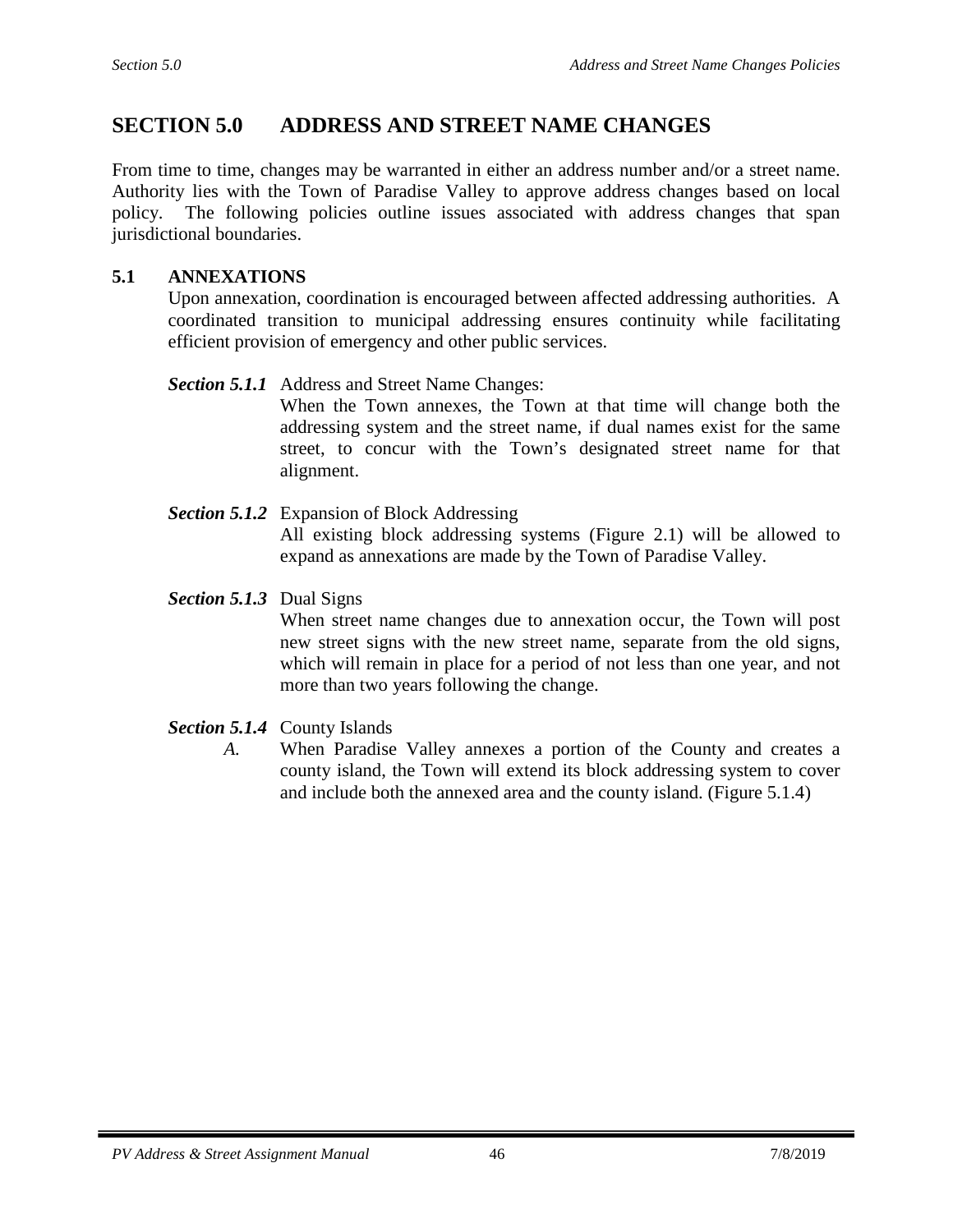# SECTION 5.0 ADDRESS AND STREET NAME CHANGES

From time to time, changes may be warranted in either an address number and/or a street name. Authority lies with the Town of Paradise Valley to approve address changes based on local policy. The following policies outline issues associated with address changes that span jurisdictional boundaries.

## 5.1 ANNEXATIONS

Upon annexation, coordination is encouraged between affected addressing authorities. A coordinated transition to municipal addressing ensures continuity while facilitating efficient provision of emergency and other public services.

***Section 5.1.1*** Address and Street Name Changes:

When the Town annexes, the Town at that time will change both the addressing system and the street name, if dual names exist for the same street, to concur with the Town's designated street name for that alignment.

***Section 5.1.2*** Expansion of Block Addressing

All existing block addressing systems (Figure 2.1) will be allowed to expand as annexations are made by the Town of Paradise Valley.

***Section 5.1.3*** Dual Signs

When street name changes due to annexation occur, the Town will post new street signs with the new street name, separate from the old signs, which will remain in place for a period of not less than one year, and not more than two years following the change.

***Section 5.1.4*** County Islands

*A.* When Paradise Valley annexes a portion of the County and creates a county island, the Town will extend its block addressing system to cover and include both the annexed area and the county island. (Figure 5.1.4)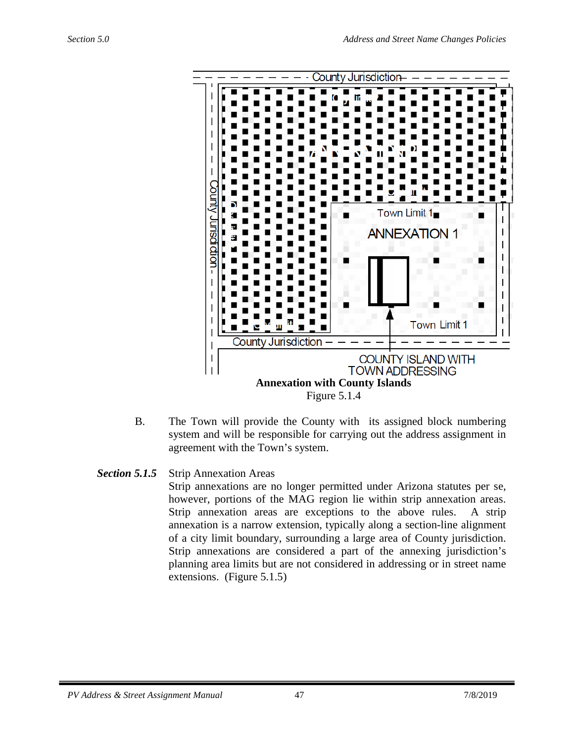County Jurisdiction

County Jurisdiction

Town Limit 1

ANNEXATION 1

Town Limit 1

County Jurisdiction

COUNTY ISLAND WITH TOWN ADDRESSING

**Annexation with County Islands**

Figure 5.1.4

B. The Town will provide the County with its assigned block numbering system and will be responsible for carrying out the address assignment in agreement with the Town's system.

***Section 5.1.5*** Strip Annexation Areas

Strip annexations are no longer permitted under Arizona statutes per se, however, portions of the MAG region lie within strip annexation areas. Strip annexation areas are exceptions to the above rules. A strip annexation is a narrow extension, typically along a section-line alignment of a city limit boundary, surrounding a large area of County jurisdiction. Strip annexations are considered a part of the annexing jurisdiction's planning area limits but are not considered in addressing or in street name extensions. (Figure 5.1.5)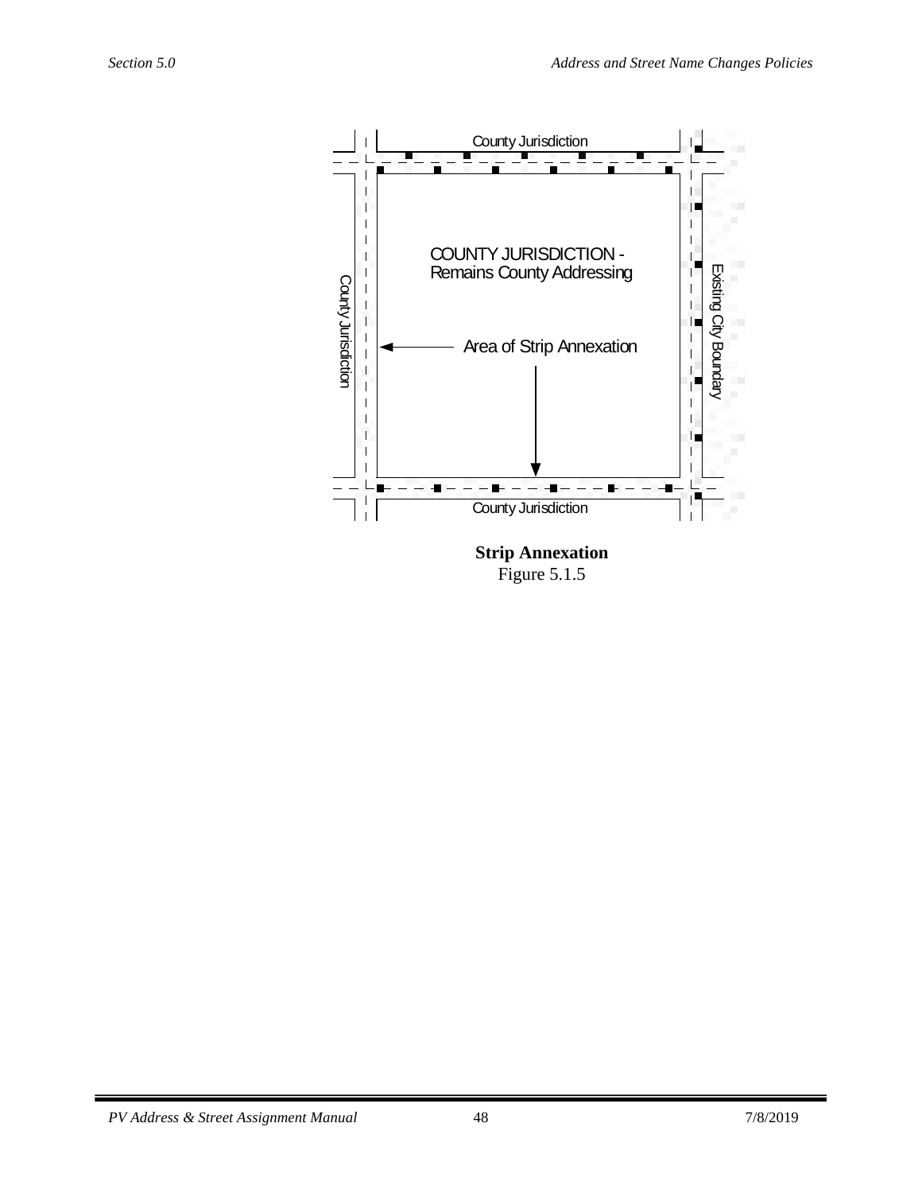County Jurisdiction

COUNTY JURISDICTION - Remains County Addressing

County Jurisdiction

Area of Strip Annexation

Existing City Boundary

County Jurisdiction

**Strip Annexation**

Figure 5.1.5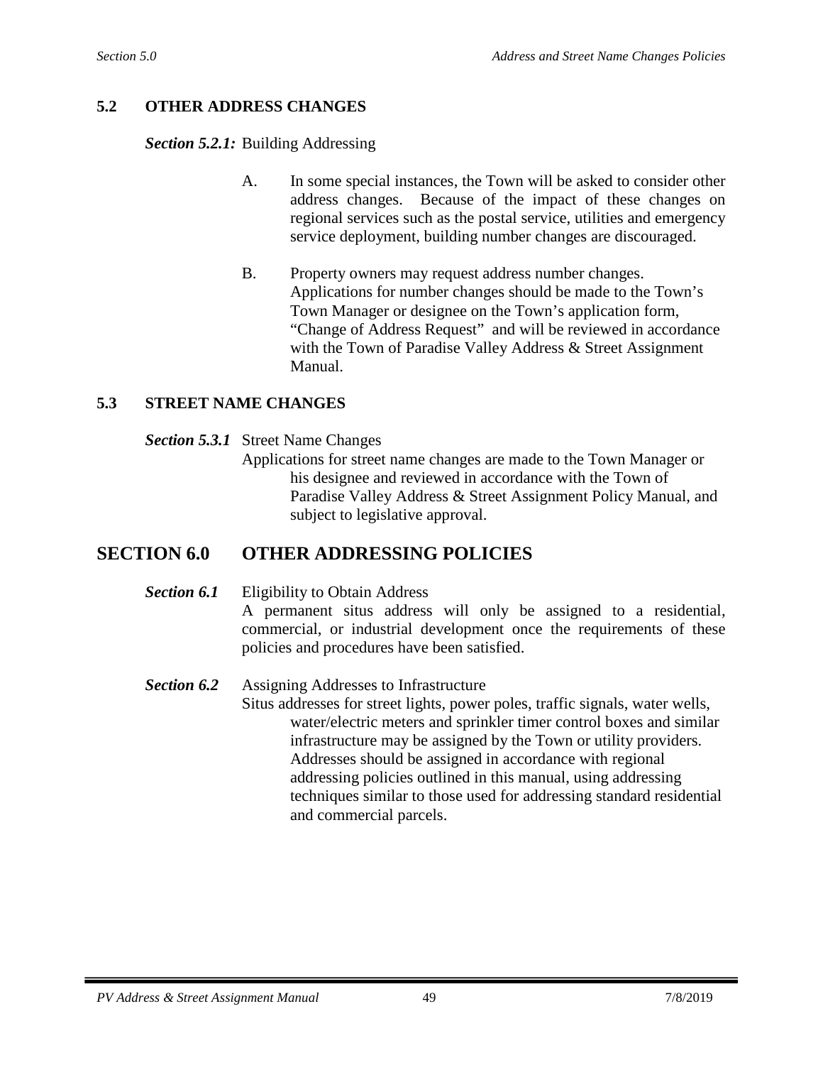## 5.2 OTHER ADDRESS CHANGES

***Section 5.2.1:*** Building Addressing

A. In some special instances, the Town will be asked to consider other address changes. Because of the impact of these changes on regional services such as the postal service, utilities and emergency service deployment, building number changes are discouraged.

B. Property owners may request address number changes. Applications for number changes should be made to the Town's Town Manager or designee on the Town's application form, "Change of Address Request" and will be reviewed in accordance with the Town of Paradise Valley Address & Street Assignment Manual.

## 5.3 STREET NAME CHANGES

***Section 5.3.1*** Street Name Changes

Applications for street name changes are made to the Town Manager or his designee and reviewed in accordance with the Town of Paradise Valley Address & Street Assignment Policy Manual, and subject to legislative approval.

# SECTION 6.0 OTHER ADDRESSING POLICIES

***Section 6.1*** Eligibility to Obtain Address

A permanent situs address will only be assigned to a residential, commercial, or industrial development once the requirements of these policies and procedures have been satisfied.

***Section 6.2*** Assigning Addresses to Infrastructure

Situs addresses for street lights, power poles, traffic signals, water wells, water/electric meters and sprinkler timer control boxes and similar infrastructure may be assigned by the Town or utility providers. Addresses should be assigned in accordance with regional addressing policies outlined in this manual, using addressing techniques similar to those used for addressing standard residential and commercial parcels.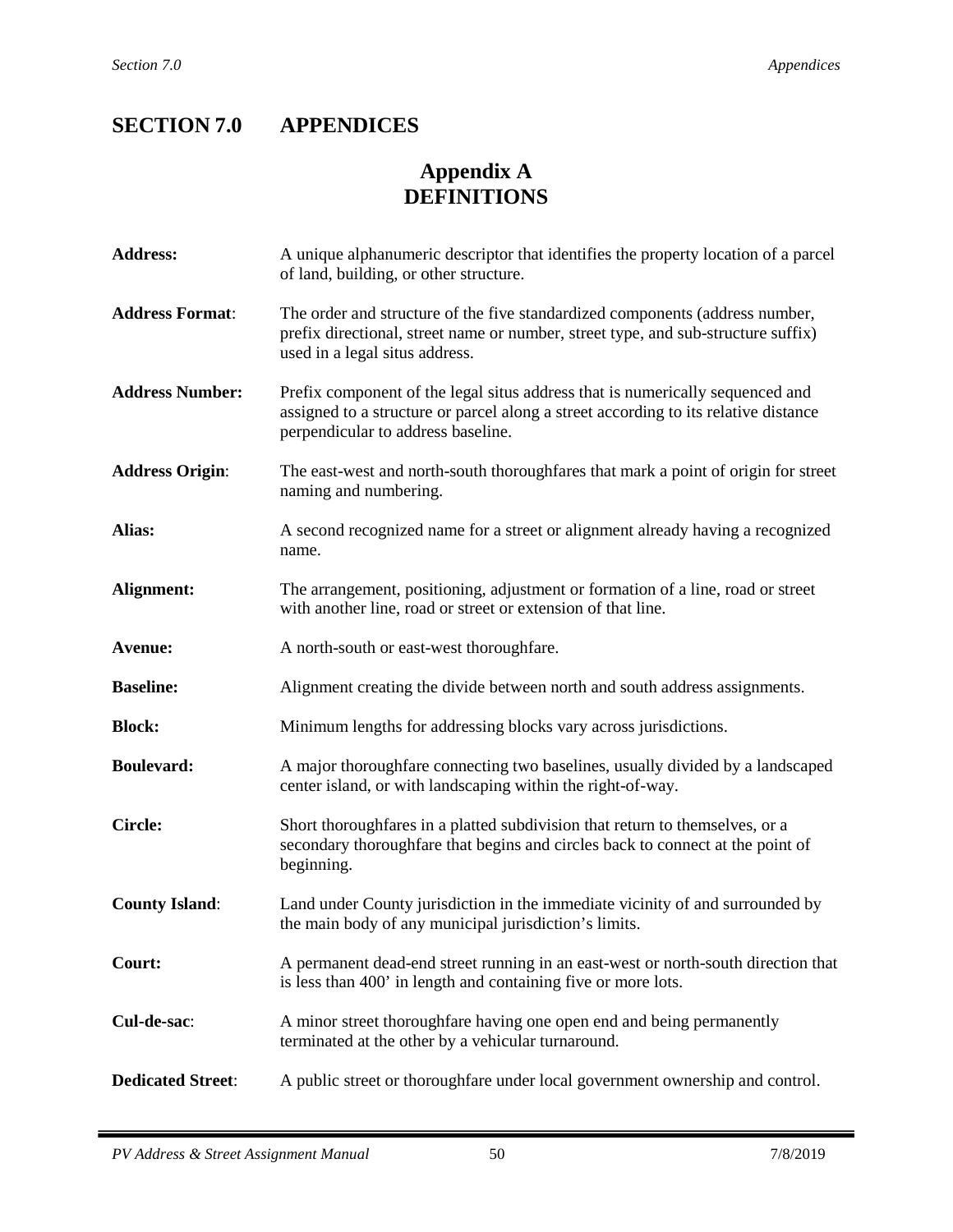# SECTION 7.0 APPENDICES

## Appendix A
## DEFINITIONS

**Address:** A unique alphanumeric descriptor that identifies the property location of a parcel of land, building, or other structure.

**Address Format**: The order and structure of the five standardized components (address number, prefix directional, street name or number, street type, and sub-structure suffix) used in a legal situs address.

**Address Number:** Prefix component of the legal situs address that is numerically sequenced and assigned to a structure or parcel along a street according to its relative distance perpendicular to address baseline.

**Address Origin**: The east-west and north-south thoroughfares that mark a point of origin for street naming and numbering.

**Alias:** A second recognized name for a street or alignment already having a recognized name.

**Alignment:** The arrangement, positioning, adjustment or formation of a line, road or street with another line, road or street or extension of that line.

**Avenue:** A north-south or east-west thoroughfare.

**Baseline:** Alignment creating the divide between north and south address assignments.

**Block:** Minimum lengths for addressing blocks vary across jurisdictions.

**Boulevard:** A major thoroughfare connecting two baselines, usually divided by a landscaped center island, or with landscaping within the right-of-way.

**Circle:** Short thoroughfares in a platted subdivision that return to themselves, or a secondary thoroughfare that begins and circles back to connect at the point of beginning.

**County Island**: Land under County jurisdiction in the immediate vicinity of and surrounded by the main body of any municipal jurisdiction's limits.

**Court:** A permanent dead-end street running in an east-west or north-south direction that is less than 400' in length and containing five or more lots.

**Cul-de-sac**: A minor street thoroughfare having one open end and being permanently terminated at the other by a vehicular turnaround.

**Dedicated Street**: A public street or thoroughfare under local government ownership and control.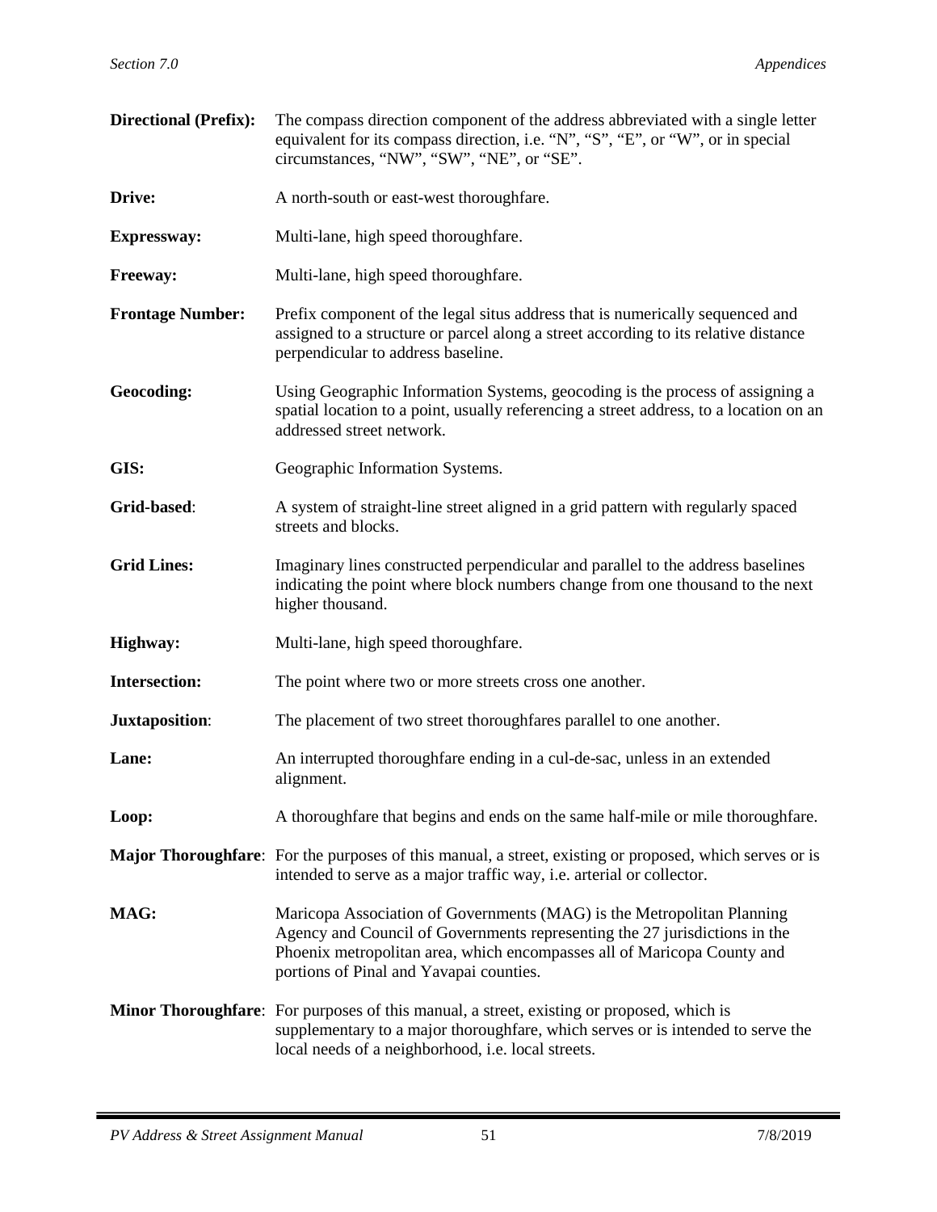**Directional (Prefix):** The compass direction component of the address abbreviated with a single letter equivalent for its compass direction, i.e. "N", "S", "E", or "W", or in special circumstances, "NW", "SW", "NE", or "SE".

**Drive:** A north-south or east-west thoroughfare.

**Expressway:** Multi-lane, high speed thoroughfare.

**Freeway:** Multi-lane, high speed thoroughfare.

**Frontage Number:** Prefix component of the legal situs address that is numerically sequenced and assigned to a structure or parcel along a street according to its relative distance perpendicular to address baseline.

**Geocoding:** Using Geographic Information Systems, geocoding is the process of assigning a spatial location to a point, usually referencing a street address, to a location on an addressed street network.

**GIS:** Geographic Information Systems.

**Grid-based**: A system of straight-line street aligned in a grid pattern with regularly spaced streets and blocks.

**Grid Lines:** Imaginary lines constructed perpendicular and parallel to the address baselines indicating the point where block numbers change from one thousand to the next higher thousand.

**Highway:** Multi-lane, high speed thoroughfare.

**Intersection:** The point where two or more streets cross one another.

**Juxtaposition**: The placement of two street thoroughfares parallel to one another.

**Lane:** An interrupted thoroughfare ending in a cul-de-sac, unless in an extended alignment.

**Loop:** A thoroughfare that begins and ends on the same half-mile or mile thoroughfare.

**Major Thoroughfare**: For the purposes of this manual, a street, existing or proposed, which serves or is intended to serve as a major traffic way, i.e. arterial or collector.

**MAG:** Maricopa Association of Governments (MAG) is the Metropolitan Planning Agency and Council of Governments representing the 27 jurisdictions in the Phoenix metropolitan area, which encompasses all of Maricopa County and portions of Pinal and Yavapai counties.

**Minor Thoroughfare**: For purposes of this manual, a street, existing or proposed, which is supplementary to a major thoroughfare, which serves or is intended to serve the local needs of a neighborhood, i.e. local streets.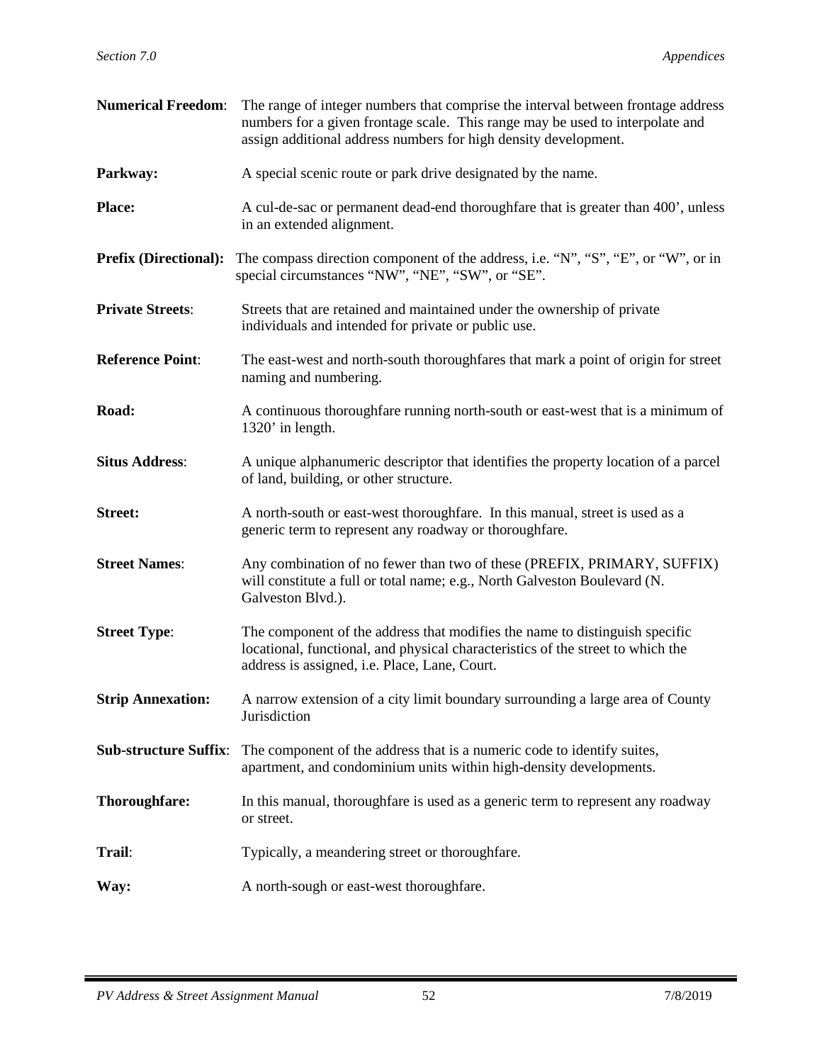**Numerical Freedom**: The range of integer numbers that comprise the interval between frontage address numbers for a given frontage scale. This range may be used to interpolate and assign additional address numbers for high density development.

**Parkway:** A special scenic route or park drive designated by the name.

**Place:** A cul-de-sac or permanent dead-end thoroughfare that is greater than 400', unless in an extended alignment.

**Prefix (Directional):** The compass direction component of the address, i.e. "N", "S", "E", or "W", or in special circumstances "NW", "NE", "SW", or "SE".

**Private Streets**: Streets that are retained and maintained under the ownership of private individuals and intended for private or public use.

**Reference Point**: The east-west and north-south thoroughfares that mark a point of origin for street naming and numbering.

**Road:** A continuous thoroughfare running north-south or east-west that is a minimum of 1320' in length.

**Situs Address**: A unique alphanumeric descriptor that identifies the property location of a parcel of land, building, or other structure.

**Street:** A north-south or east-west thoroughfare. In this manual, street is used as a generic term to represent any roadway or thoroughfare.

**Street Names**: Any combination of no fewer than two of these (PREFIX, PRIMARY, SUFFIX) will constitute a full or total name; e.g., North Galveston Boulevard (N. Galveston Blvd.).

**Street Type**: The component of the address that modifies the name to distinguish specific locational, functional, and physical characteristics of the street to which the address is assigned, i.e. Place, Lane, Court.

**Strip Annexation:** A narrow extension of a city limit boundary surrounding a large area of County Jurisdiction

**Sub-structure Suffix**: The component of the address that is a numeric code to identify suites, apartment, and condominium units within high-density developments.

**Thoroughfare:** In this manual, thoroughfare is used as a generic term to represent any roadway or street.

**Trail**: Typically, a meandering street or thoroughfare.

**Way:** A north-sough or east-west thoroughfare.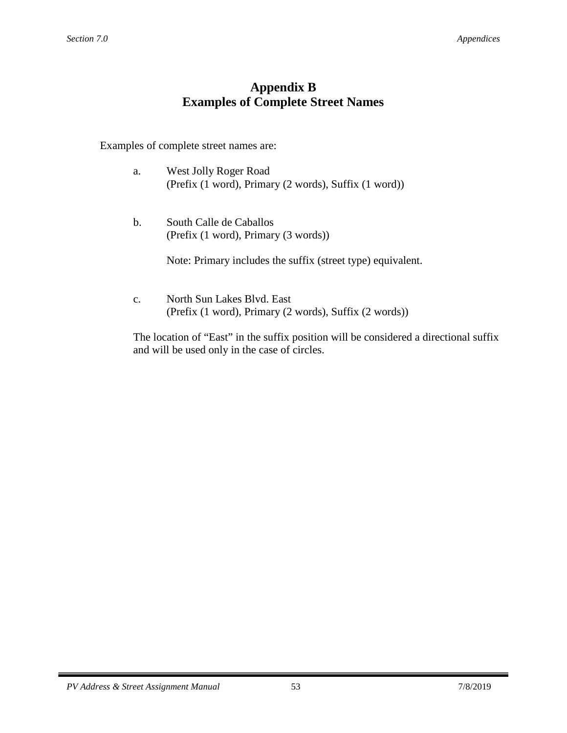# Appendix B
# Examples of Complete Street Names

Examples of complete street names are:

a. West Jolly Roger Road
(Prefix (1 word), Primary (2 words), Suffix (1 word))

b. South Calle de Caballos
(Prefix (1 word), Primary (3 words))

Note: Primary includes the suffix (street type) equivalent.

c. North Sun Lakes Blvd. East
(Prefix (1 word), Primary (2 words), Suffix (2 words))

The location of "East" in the suffix position will be considered a directional suffix and will be used only in the case of circles.